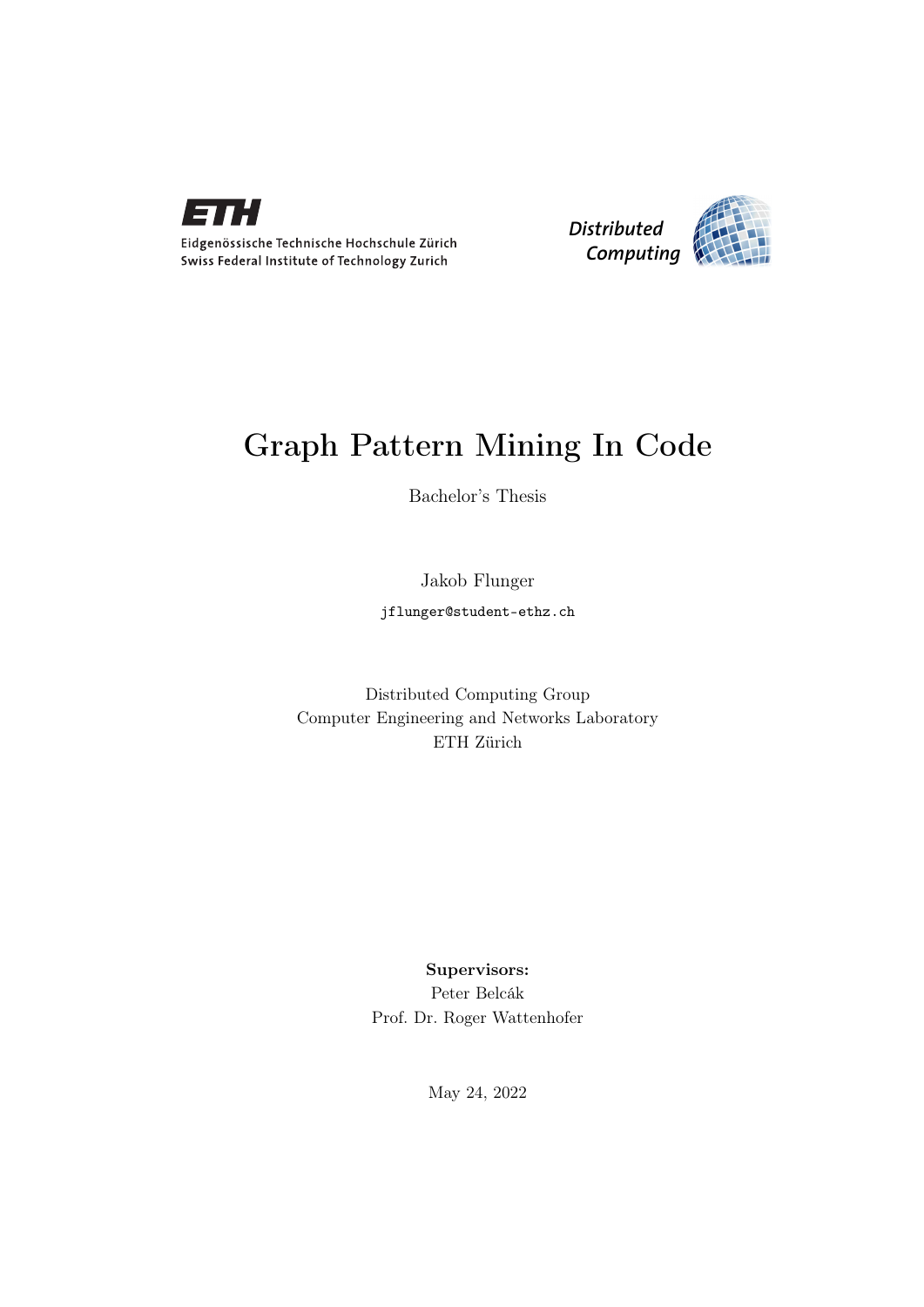Eidgenössische Technische Hochschule Zürich
Swiss Federal Institute of Technology Zurich

*Distributed Computing*

# Graph Pattern Mining In Code

Bachelor's Thesis

Jakob Flunger

`jflunger@student-ethz.ch`

Distributed Computing Group
Computer Engineering and Networks Laboratory
ETH Zürich

**Supervisors:**
Peter Belcák
Prof. Dr. Roger Wattenhofer

May 24, 2022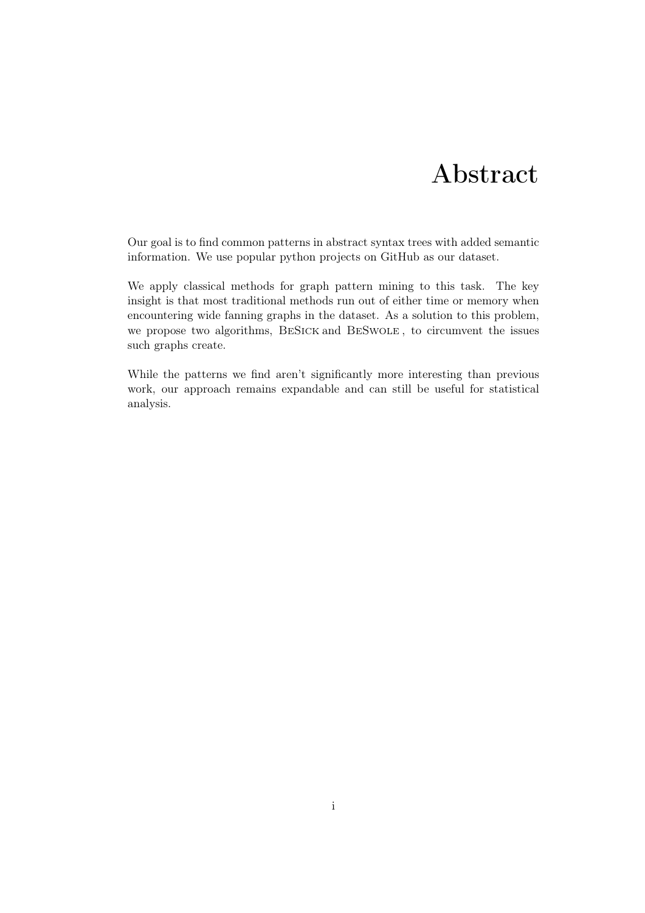# Abstract

Our goal is to find common patterns in abstract syntax trees with added semantic information. We use popular python projects on GitHub as our dataset.

We apply classical methods for graph pattern mining to this task. The key insight is that most traditional methods run out of either time or memory when encountering wide fanning graphs in the dataset. As a solution to this problem, we propose two algorithms, BeSick and BeSwole , to circumvent the issues such graphs create.

While the patterns we find aren't significantly more interesting than previous work, our approach remains expandable and can still be useful for statistical analysis.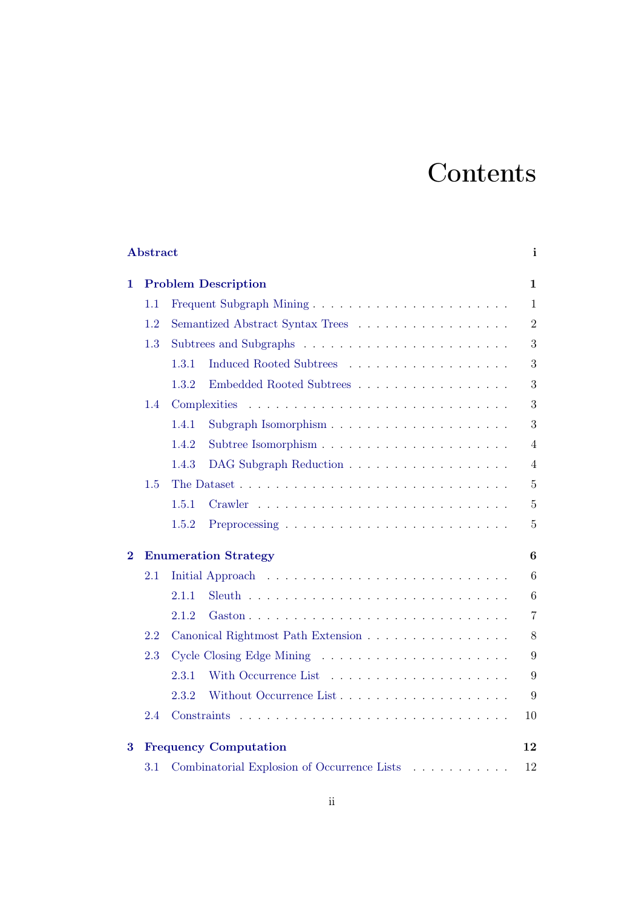# Contents

**Abstract** ... **i**

**1 Problem Description** ... **1**

- 1.1 Frequent Subgraph Mining ... 1
- 1.2 Semantized Abstract Syntax Trees ... 2
- 1.3 Subtrees and Subgraphs ... 3
  - 1.3.1 Induced Rooted Subtrees ... 3
  - 1.3.2 Embedded Rooted Subtrees ... 3
- 1.4 Complexities ... 3
  - 1.4.1 Subgraph Isomorphism ... 3
  - 1.4.2 Subtree Isomorphism ... 4
  - 1.4.3 DAG Subgraph Reduction ... 4
- 1.5 The Dataset ... 5
  - 1.5.1 Crawler ... 5
  - 1.5.2 Preprocessing ... 5

**2 Enumeration Strategy** ... **6**

- 2.1 Initial Approach ... 6
  - 2.1.1 Sleuth ... 6
  - 2.1.2 Gaston ... 7
- 2.2 Canonical Rightmost Path Extension ... 8
- 2.3 Cycle Closing Edge Mining ... 9
  - 2.3.1 With Occurrence List ... 9
  - 2.3.2 Without Occurrence List ... 9
- 2.4 Constraints ... 10

**3 Frequency Computation** ... **12**

- 3.1 Combinatorial Explosion of Occurrence Lists ... 12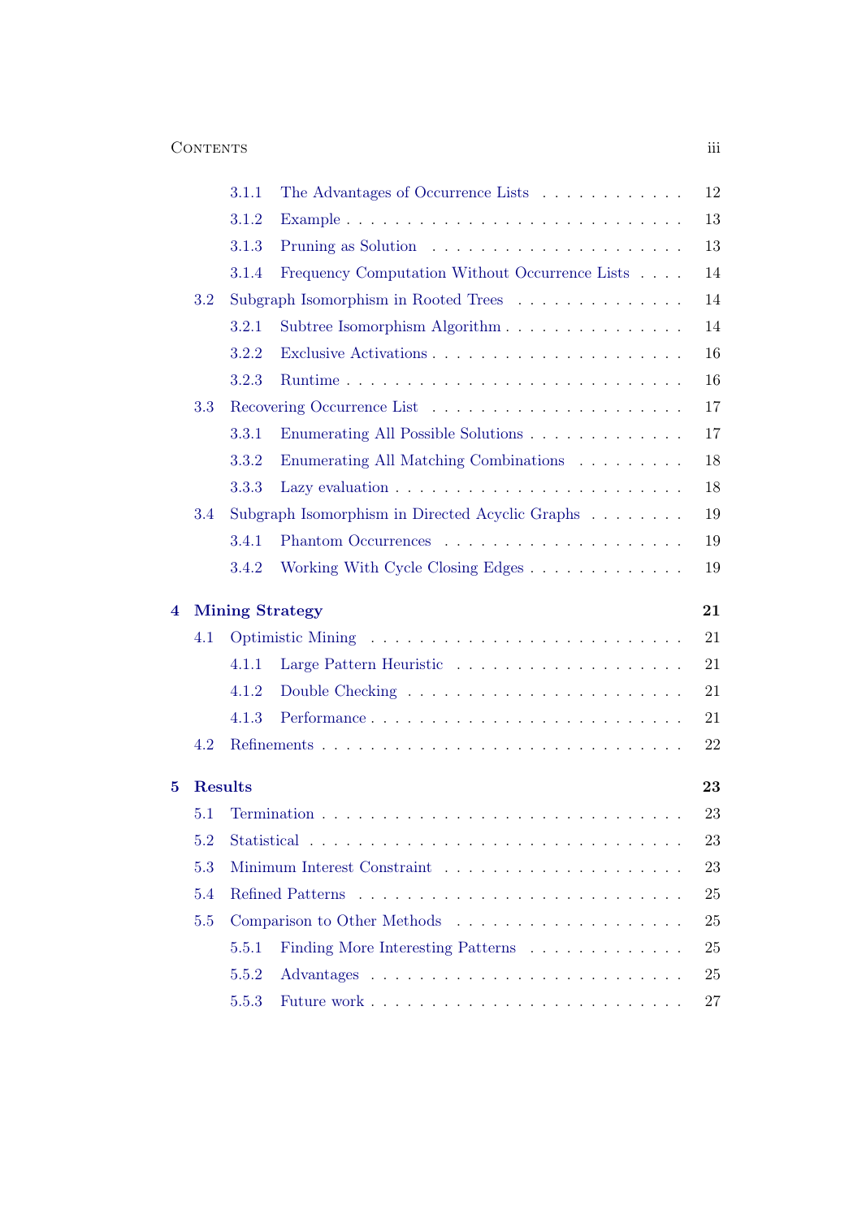- 3.1.1 The Advantages of Occurrence Lists . . . . . . . . . . . . 12
- 3.1.2 Example . . . . . . . . . . . . . . . . . . . . . . . . . . 13
- 3.1.3 Pruning as Solution . . . . . . . . . . . . . . . . . . . . 13
- 3.1.4 Frequency Computation Without Occurrence Lists . . . . 14
- 3.2 Subgraph Isomorphism in Rooted Trees . . . . . . . . . . . . . . 14
  - 3.2.1 Subtree Isomorphism Algorithm . . . . . . . . . . . . . . . 14
  - 3.2.2 Exclusive Activations . . . . . . . . . . . . . . . . . . . 16
  - 3.2.3 Runtime . . . . . . . . . . . . . . . . . . . . . . . . . . 16
- 3.3 Recovering Occurrence List . . . . . . . . . . . . . . . . . . . . 17
  - 3.3.1 Enumerating All Possible Solutions . . . . . . . . . . . . . 17
  - 3.3.2 Enumerating All Matching Combinations . . . . . . . . . 18
  - 3.3.3 Lazy evaluation . . . . . . . . . . . . . . . . . . . . . . . 18
- 3.4 Subgraph Isomorphism in Directed Acyclic Graphs . . . . . . . . 19
  - 3.4.1 Phantom Occurrences . . . . . . . . . . . . . . . . . . . . 19
  - 3.4.2 Working With Cycle Closing Edges . . . . . . . . . . . . . 19

**4 Mining Strategy** **21**

- 4.1 Optimistic Mining . . . . . . . . . . . . . . . . . . . . . . . . . 21
  - 4.1.1 Large Pattern Heuristic . . . . . . . . . . . . . . . . . . . 21
  - 4.1.2 Double Checking . . . . . . . . . . . . . . . . . . . . . . . 21
  - 4.1.3 Performance . . . . . . . . . . . . . . . . . . . . . . . . . 21
- 4.2 Refinements . . . . . . . . . . . . . . . . . . . . . . . . . . . . . 22

**5 Results** **23**

- 5.1 Termination . . . . . . . . . . . . . . . . . . . . . . . . . . . . . 23
- 5.2 Statistical . . . . . . . . . . . . . . . . . . . . . . . . . . . . . 23
- 5.3 Minimum Interest Constraint . . . . . . . . . . . . . . . . . . . . 23
- 5.4 Refined Patterns . . . . . . . . . . . . . . . . . . . . . . . . . . 25
- 5.5 Comparison to Other Methods . . . . . . . . . . . . . . . . . . . 25
  - 5.5.1 Finding More Interesting Patterns . . . . . . . . . . . . . 25
  - 5.5.2 Advantages . . . . . . . . . . . . . . . . . . . . . . . . . 25
  - 5.5.3 Future work . . . . . . . . . . . . . . . . . . . . . . . . . 27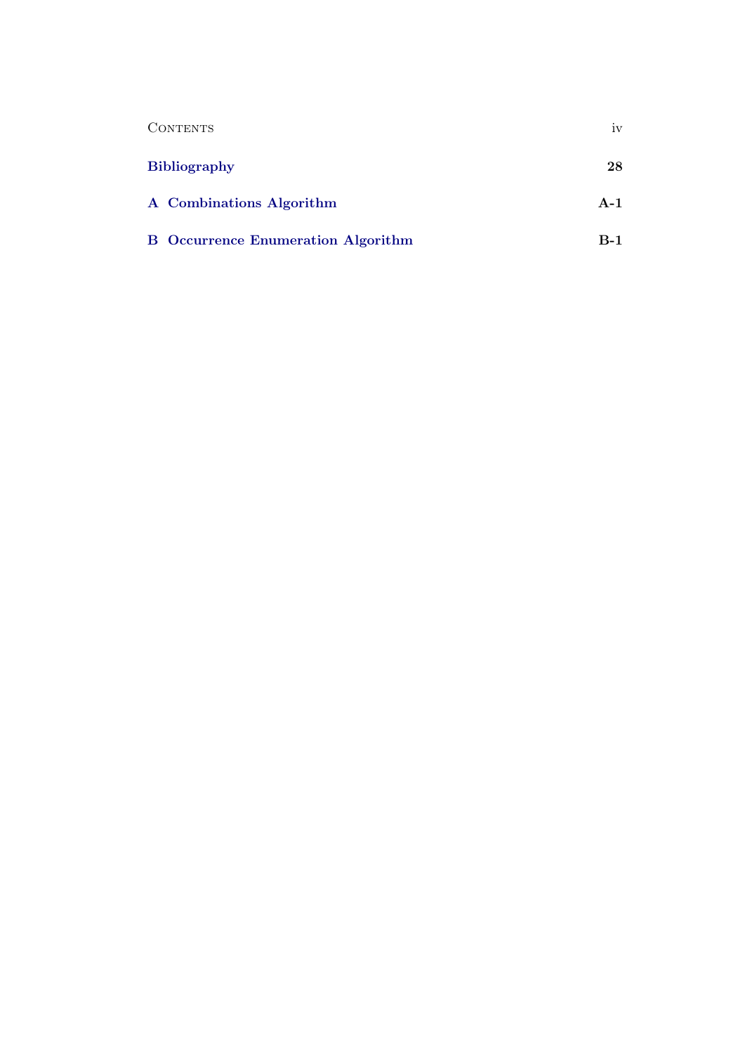| | |
|---|---|
| **Bibliography** | **28** |
| **A Combinations Algorithm** | **A-1** |
| **B Occurrence Enumeration Algorithm** | **B-1** |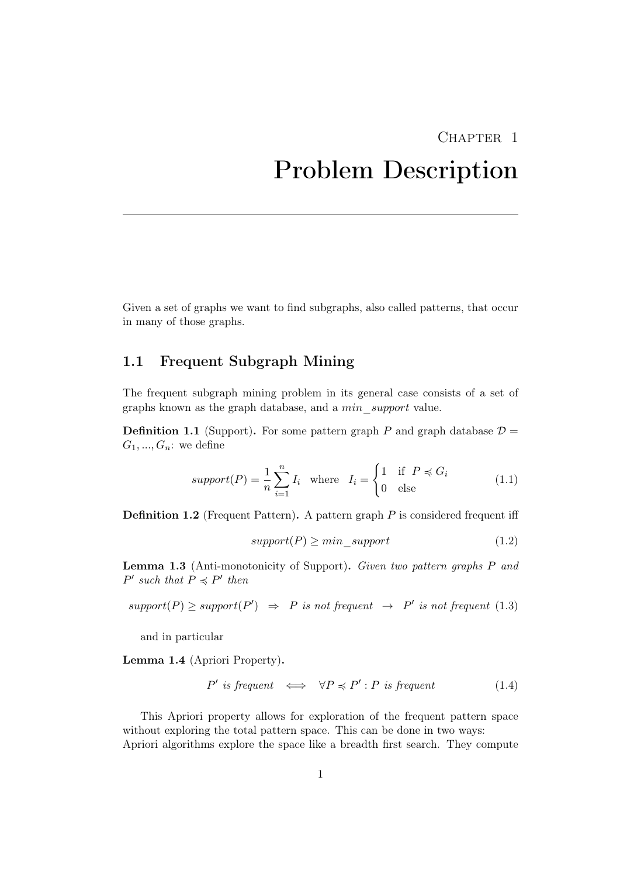# Chapter 1

# Problem Description

Given a set of graphs we want to find subgraphs, also called patterns, that occur in many of those graphs.

## 1.1 Frequent Subgraph Mining

The frequent subgraph mining problem in its general case consists of a set of graphs known as the graph database, and a *min_support* value.

**Definition 1.1** (Support)**.** For some pattern graph $P$ and graph database $\mathcal{D} = G_1, ..., G_n$: we define

$$support(P) = \frac{1}{n} \sum_{i=1}^{n} I_i \quad \text{where} \quad I_i = \begin{cases} 1 & \text{if } P \preccurlyeq G_i \\ 0 & \text{else} \end{cases} \tag{1.1}$$

**Definition 1.2** (Frequent Pattern)**.** A pattern graph $P$ is considered frequent iff

$$support(P) \geq min\_support \tag{1.2}$$

**Lemma 1.3** (Anti-monotonicity of Support)**.** *Given two pattern graphs $P$ and $P'$ such that $P \preccurlyeq P'$ then*

$$support(P) \geq support(P') \quad \Rightarrow \quad P \textit{ is not frequent} \ \rightarrow \ P' \textit{ is not frequent} \tag{1.3}$$

and in particular

**Lemma 1.4** (Apriori Property)**.**

$$P' \textit{ is frequent} \iff \forall P \preccurlyeq P' : P \textit{ is frequent} \tag{1.4}$$

This Apriori property allows for exploration of the frequent pattern space without exploring the total pattern space. This can be done in two ways: Apriori algorithms explore the space like a breadth first search. They compute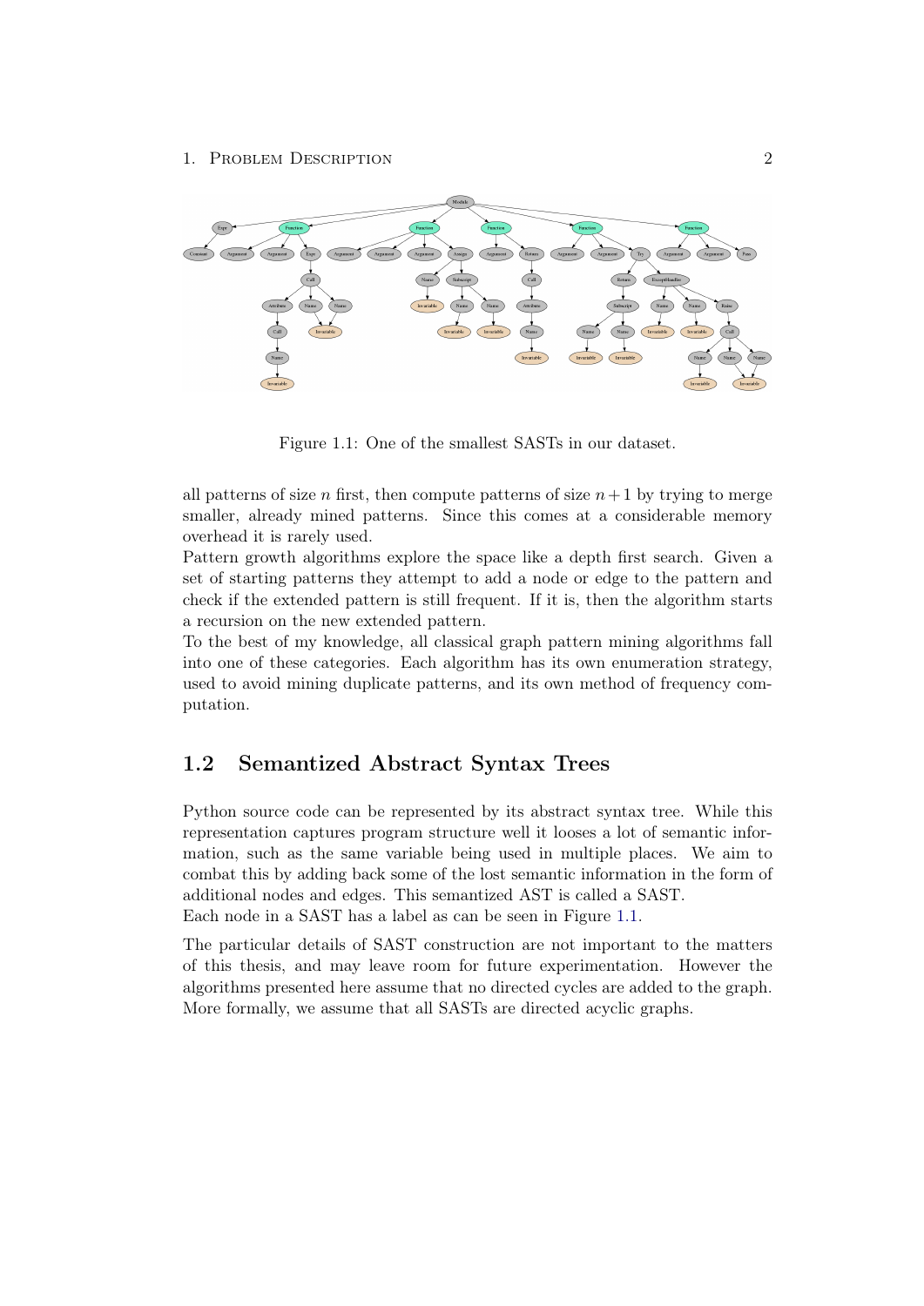Figure 1.1: One of the smallest SASTs in our dataset.

all patterns of size $n$ first, then compute patterns of size $n+1$ by trying to merge smaller, already mined patterns. Since this comes at a considerable memory overhead it is rarely used.

Pattern growth algorithms explore the space like a depth first search. Given a set of starting patterns they attempt to add a node or edge to the pattern and check if the extended pattern is still frequent. If it is, then the algorithm starts a recursion on the new extended pattern.

To the best of my knowledge, all classical graph pattern mining algorithms fall into one of these categories. Each algorithm has its own enumeration strategy, used to avoid mining duplicate patterns, and its own method of frequency computation.

## 1.2 Semantized Abstract Syntax Trees

Python source code can be represented by its abstract syntax tree. While this representation captures program structure well it looses a lot of semantic information, such as the same variable being used in multiple places. We aim to combat this by adding back some of the lost semantic information in the form of additional nodes and edges. This semantized AST is called a SAST.

Each node in a SAST has a label as can be seen in Figure 1.1.

The particular details of SAST construction are not important to the matters of this thesis, and may leave room for future experimentation. However the algorithms presented here assume that no directed cycles are added to the graph. More formally, we assume that all SASTs are directed acyclic graphs.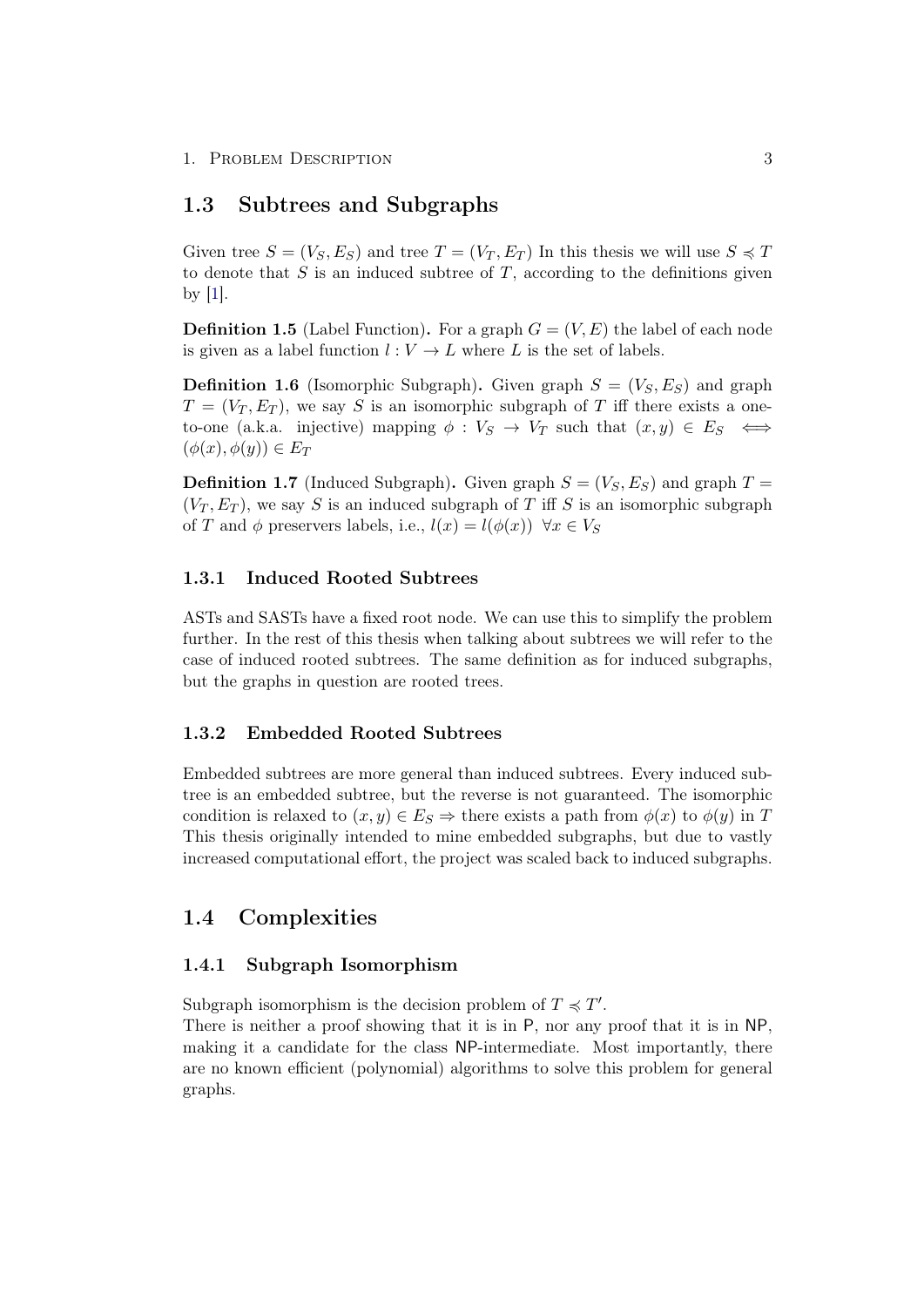## 1.3 Subtrees and Subgraphs

Given tree $S = (V_S, E_S)$ and tree $T = (V_T, E_T)$ In this thesis we will use $S \preccurlyeq T$ to denote that $S$ is an induced subtree of $T$, according to the definitions given by [1].

**Definition 1.5** (Label Function)**.** For a graph $G = (V, E)$ the label of each node is given as a label function $l : V \to L$ where $L$ is the set of labels.

**Definition 1.6** (Isomorphic Subgraph)**.** Given graph $S = (V_S, E_S)$ and graph $T = (V_T, E_T)$, we say $S$ is an isomorphic subgraph of $T$ iff there exists a one-to-one (a.k.a. injective) mapping $\phi : V_S \to V_T$ such that $(x, y) \in E_S \iff (\phi(x), \phi(y)) \in E_T$

**Definition 1.7** (Induced Subgraph)**.** Given graph $S = (V_S, E_S)$ and graph $T = (V_T, E_T)$, we say $S$ is an induced subgraph of $T$ iff $S$ is an isomorphic subgraph of $T$ and $\phi$ preservers labels, i.e., $l(x) = l(\phi(x)) \;\; \forall x \in V_S$

### 1.3.1 Induced Rooted Subtrees

ASTs and SASTs have a fixed root node. We can use this to simplify the problem further. In the rest of this thesis when talking about subtrees we will refer to the case of induced rooted subtrees. The same definition as for induced subgraphs, but the graphs in question are rooted trees.

### 1.3.2 Embedded Rooted Subtrees

Embedded subtrees are more general than induced subtrees. Every induced subtree is an embedded subtree, but the reverse is not guaranteed. The isomorphic condition is relaxed to $(x, y) \in E_S \Rightarrow$ there exists a path from $\phi(x)$ to $\phi(y)$ in $T$ This thesis originally intended to mine embedded subgraphs, but due to vastly increased computational effort, the project was scaled back to induced subgraphs.

## 1.4 Complexities

### 1.4.1 Subgraph Isomorphism

Subgraph isomorphism is the decision problem of $T \preccurlyeq T'$.
There is neither a proof showing that it is in P, nor any proof that it is in NP, making it a candidate for the class NP-intermediate. Most importantly, there are no known efficient (polynomial) algorithms to solve this problem for general graphs.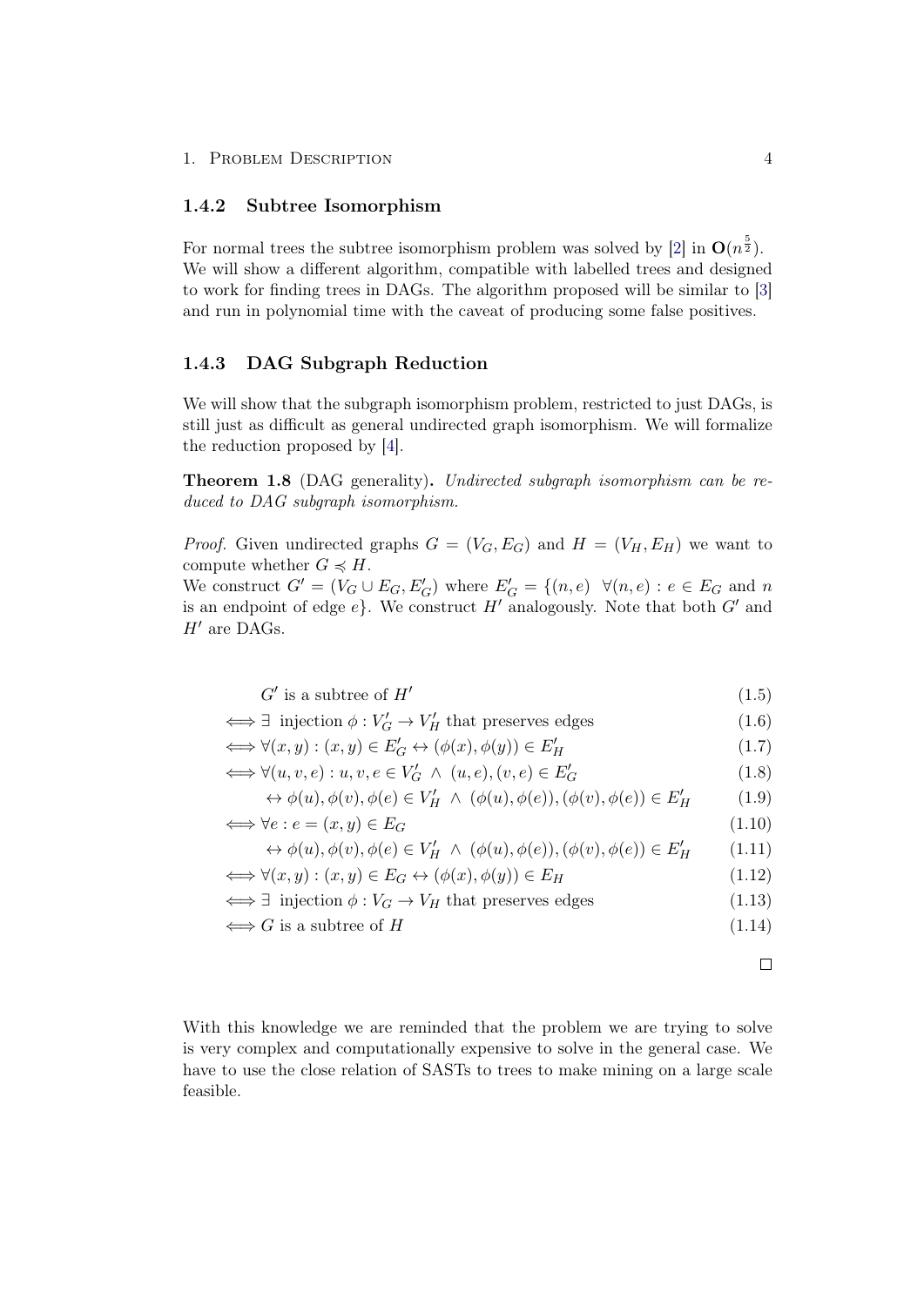### 1.4.2 Subtree Isomorphism

For normal trees the subtree isomorphism problem was solved by [2] in $\mathbf{O}(n^{\frac{5}{2}})$. We will show a different algorithm, compatible with labelled trees and designed to work for finding trees in DAGs. The algorithm proposed will be similar to [3] and run in polynomial time with the caveat of producing some false positives.

### 1.4.3 DAG Subgraph Reduction

We will show that the subgraph isomorphism problem, restricted to just DAGs, is still just as difficult as general undirected graph isomorphism. We will formalize the reduction proposed by [4].

**Theorem 1.8** (DAG generality)**.** *Undirected subgraph isomorphism can be reduced to DAG subgraph isomorphism.*

*Proof.* Given undirected graphs $G = (V_G, E_G)$ and $H = (V_H, E_H)$ we want to compute whether $G \preccurlyeq H$.
We construct $G' = (V_G \cup E_G, E'_G)$ where $E'_G = \{(n, e) \;\; \forall (n, e) : e \in E_G$ and $n$ is an endpoint of edge $e\}$. We construct $H'$ analogously. Note that both $G'$ and $H'$ are DAGs.

$$
\begin{aligned}
& G' \text{ is a subtree of } H' && (1.5)\\
\iff & \exists \text{ injection } \phi : V'_G \to V'_H \text{ that preserves edges} && (1.6)\\
\iff & \forall (x, y) : (x, y) \in E'_G \leftrightarrow (\phi(x), \phi(y)) \in E'_H && (1.7)\\
\iff & \forall (u, v, e) : u, v, e \in V'_G \;\wedge\; (u, e), (v, e) \in E'_G && (1.8)\\
& \quad \leftrightarrow \phi(u), \phi(v), \phi(e) \in V'_H \;\wedge\; (\phi(u), \phi(e)), (\phi(v), \phi(e)) \in E'_H && (1.9)\\
\iff & \forall e : e = (x, y) \in E_G && (1.10)\\
& \quad \leftrightarrow \phi(u), \phi(v), \phi(e) \in V'_H \;\wedge\; (\phi(u), \phi(e)), (\phi(v), \phi(e)) \in E'_H && (1.11)\\
\iff & \forall (x, y) : (x, y) \in E_G \leftrightarrow (\phi(x), \phi(y)) \in E_H && (1.12)\\
\iff & \exists \text{ injection } \phi : V_G \to V_H \text{ that preserves edges} && (1.13)\\
\iff & G \text{ is a subtree of } H && (1.14)
\end{aligned}
$$

□

With this knowledge we are reminded that the problem we are trying to solve is very complex and computationally expensive to solve in the general case. We have to use the close relation of SASTs to trees to make mining on a large scale feasible.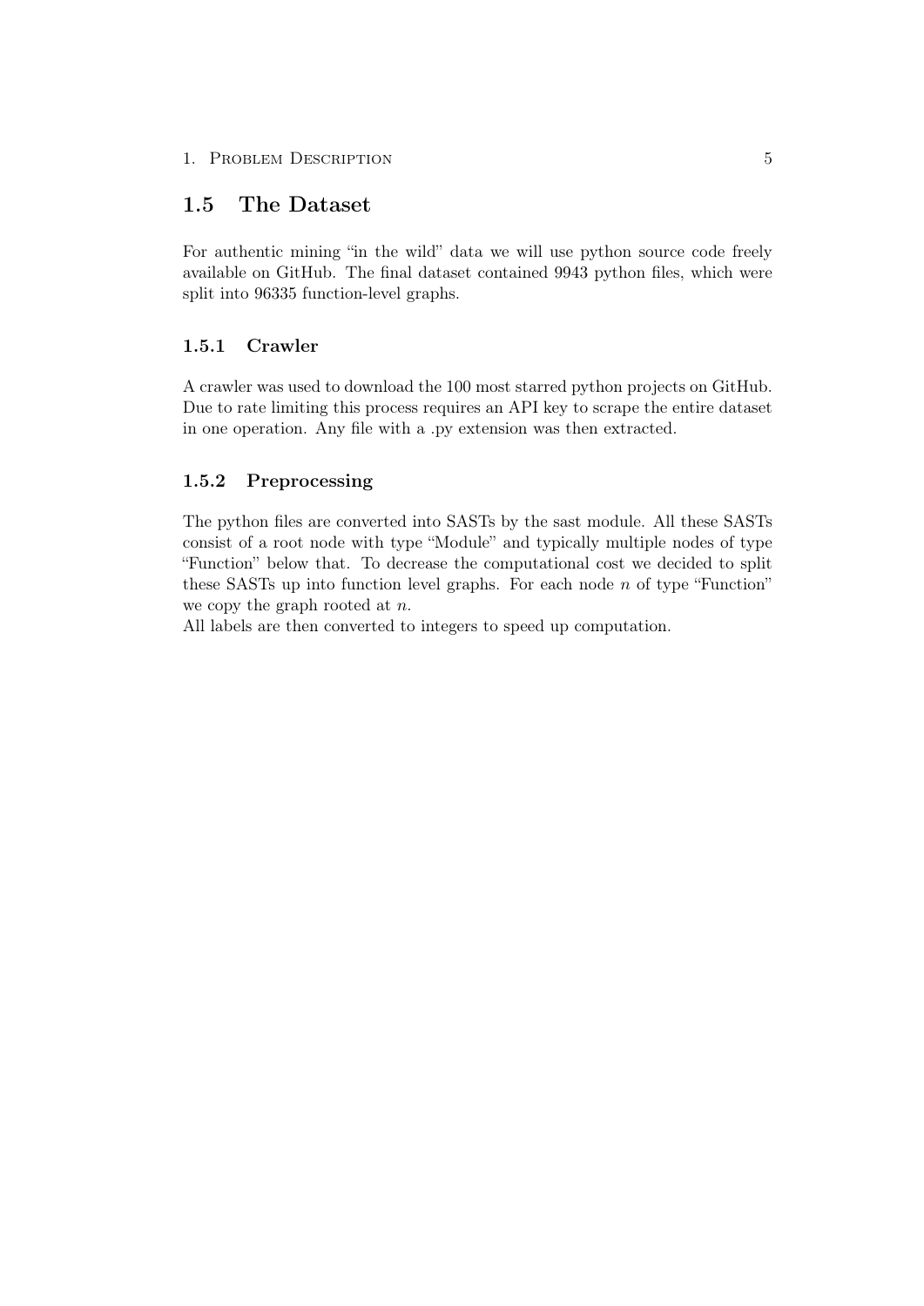## 1.5 The Dataset

For authentic mining "in the wild" data we will use python source code freely available on GitHub. The final dataset contained 9943 python files, which were split into 96335 function-level graphs.

### 1.5.1 Crawler

A crawler was used to download the 100 most starred python projects on GitHub. Due to rate limiting this process requires an API key to scrape the entire dataset in one operation. Any file with a .py extension was then extracted.

### 1.5.2 Preprocessing

The python files are converted into SASTs by the sast module. All these SASTs consist of a root node with type "Module" and typically multiple nodes of type "Function" below that. To decrease the computational cost we decided to split these SASTs up into function level graphs. For each node $n$ of type "Function" we copy the graph rooted at $n$.

All labels are then converted to integers to speed up computation.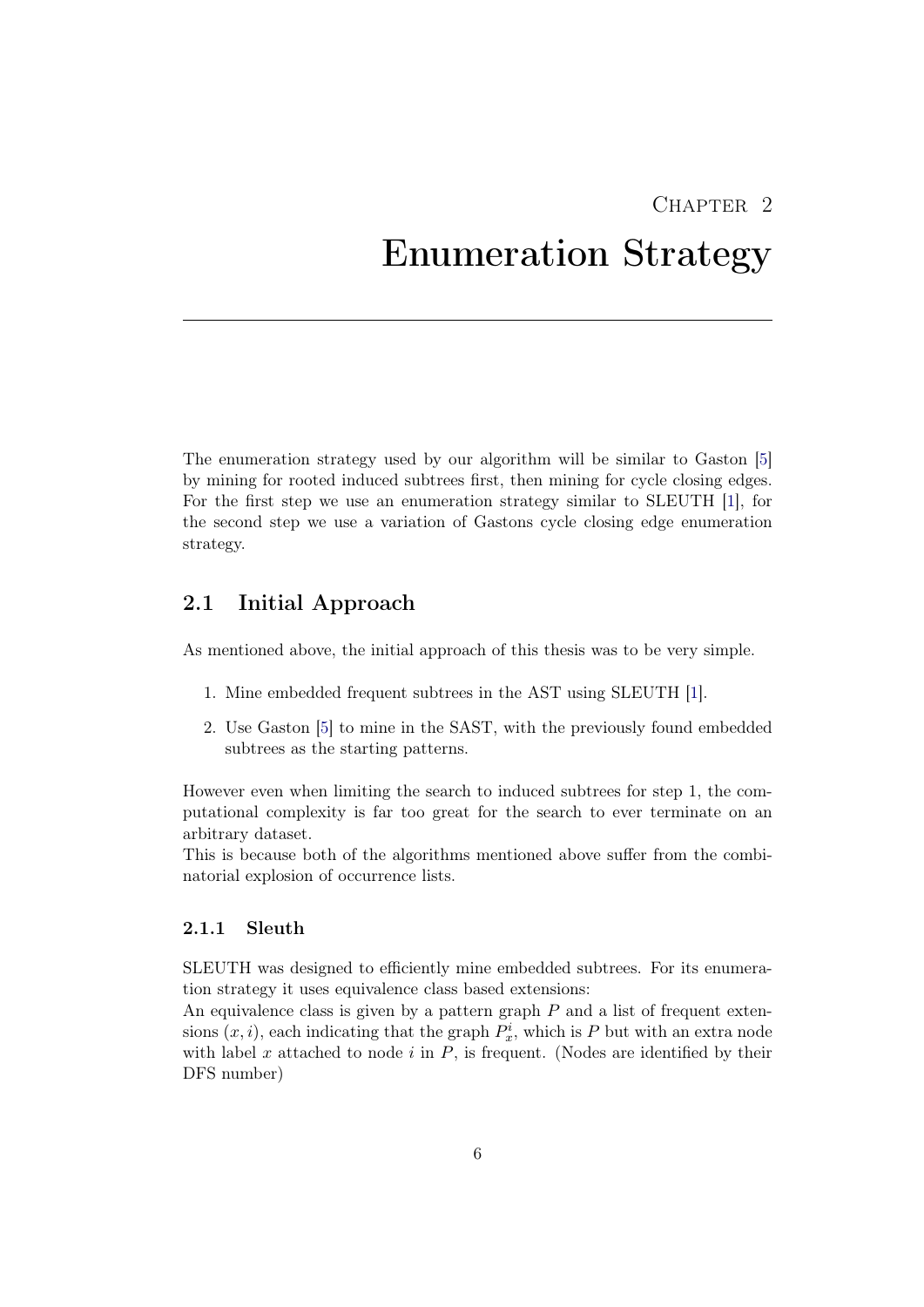# Chapter 2

# Enumeration Strategy

The enumeration strategy used by our algorithm will be similar to Gaston [5] by mining for rooted induced subtrees first, then mining for cycle closing edges. For the first step we use an enumeration strategy similar to SLEUTH [1], for the second step we use a variation of Gastons cycle closing edge enumeration strategy.

## 2.1 Initial Approach

As mentioned above, the initial approach of this thesis was to be very simple.

1. Mine embedded frequent subtrees in the AST using SLEUTH [1].
2. Use Gaston [5] to mine in the SAST, with the previously found embedded subtrees as the starting patterns.

However even when limiting the search to induced subtrees for step 1, the computational complexity is far too great for the search to ever terminate on an arbitrary dataset.
This is because both of the algorithms mentioned above suffer from the combinatorial explosion of occurrence lists.

### 2.1.1 Sleuth

SLEUTH was designed to efficiently mine embedded subtrees. For its enumeration strategy it uses equivalence class based extensions:
An equivalence class is given by a pattern graph $P$ and a list of frequent extensions $(x, i)$, each indicating that the graph $P_x^i$, which is $P$ but with an extra node with label $x$ attached to node $i$ in $P$, is frequent. (Nodes are identified by their DFS number)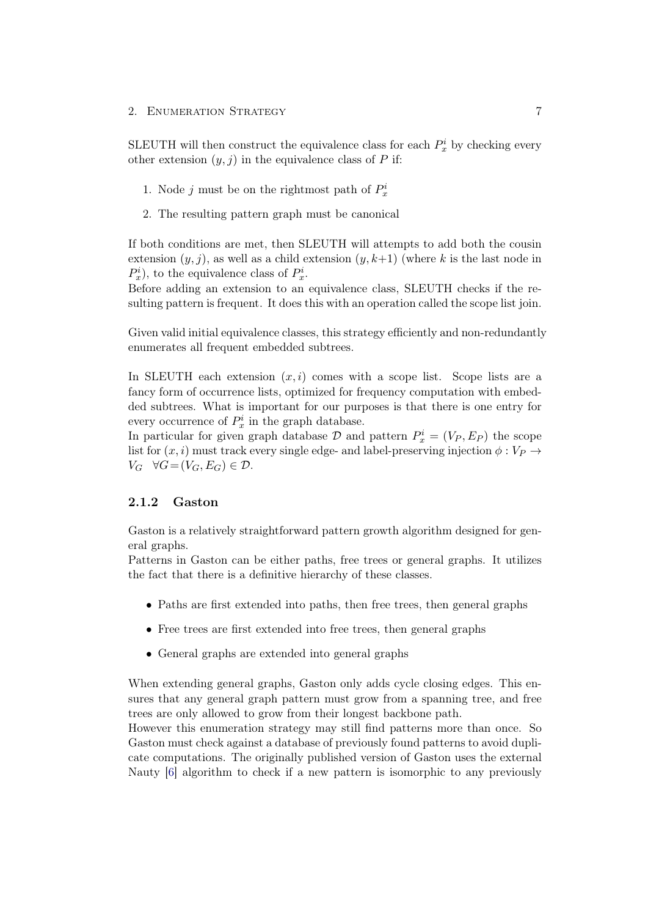SLEUTH will then construct the equivalence class for each $P_x^i$ by checking every other extension $(y, j)$ in the equivalence class of $P$ if:

1. Node $j$ must be on the rightmost path of $P_x^i$
2. The resulting pattern graph must be canonical

If both conditions are met, then SLEUTH will attempts to add both the cousin extension $(y, j)$, as well as a child extension $(y, k+1)$ (where $k$ is the last node in $P_x^i$), to the equivalence class of $P_x^i$.
Before adding an extension to an equivalence class, SLEUTH checks if the resulting pattern is frequent. It does this with an operation called the scope list join.

Given valid initial equivalence classes, this strategy efficiently and non-redundantly enumerates all frequent embedded subtrees.

In SLEUTH each extension $(x, i)$ comes with a scope list. Scope lists are a fancy form of occurrence lists, optimized for frequency computation with embedded subtrees. What is important for our purposes is that there is one entry for every occurrence of $P_x^i$ in the graph database.
In particular for given graph database $\mathcal{D}$ and pattern $P_x^i = (V_P, E_P)$ the scope list for $(x, i)$ must track every single edge- and label-preserving injection $\phi : V_P \to V_G \quad \forall G = (V_G, E_G) \in \mathcal{D}$.

### 2.1.2 Gaston

Gaston is a relatively straightforward pattern growth algorithm designed for general graphs.
Patterns in Gaston can be either paths, free trees or general graphs. It utilizes the fact that there is a definitive hierarchy of these classes.

- Paths are first extended into paths, then free trees, then general graphs
- Free trees are first extended into free trees, then general graphs
- General graphs are extended into general graphs

When extending general graphs, Gaston only adds cycle closing edges. This ensures that any general graph pattern must grow from a spanning tree, and free trees are only allowed to grow from their longest backbone path.
However this enumeration strategy may still find patterns more than once. So Gaston must check against a database of previously found patterns to avoid duplicate computations. The originally published version of Gaston uses the external Nauty [6] algorithm to check if a new pattern is isomorphic to any previously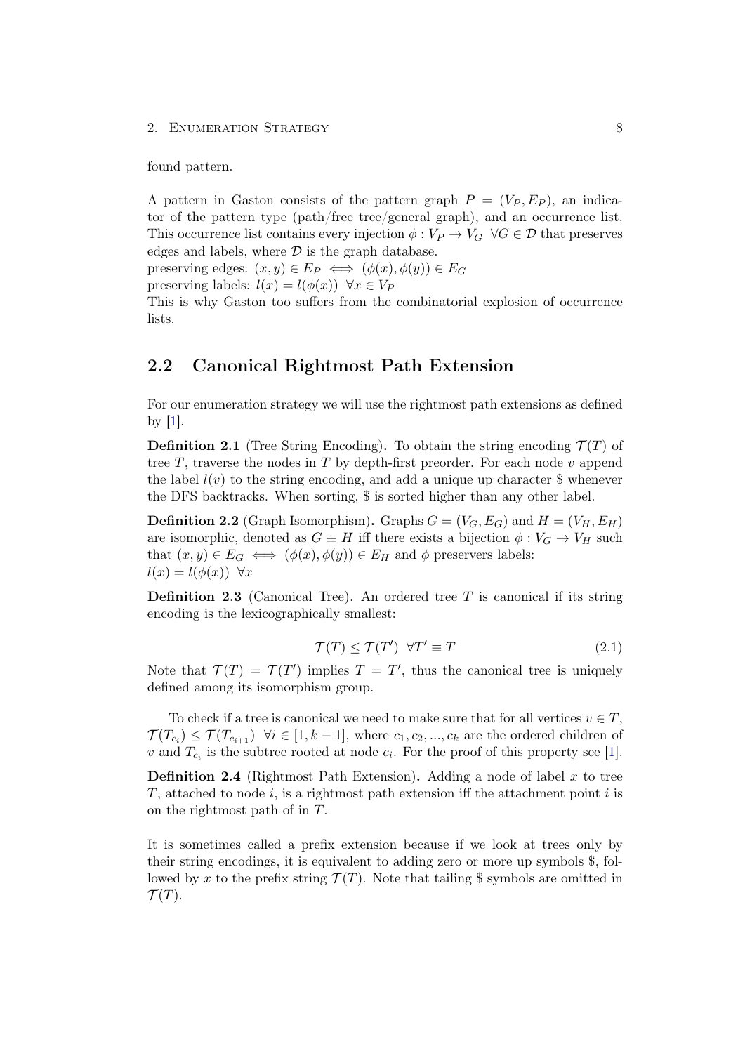found pattern.

A pattern in Gaston consists of the pattern graph $P = (V_P, E_P)$, an indicator of the pattern type (path/free tree/general graph), and an occurrence list. This occurrence list contains every injection $\phi : V_P \to V_G \;\; \forall G \in \mathcal{D}$ that preserves edges and labels, where $\mathcal{D}$ is the graph database.
preserving edges: $(x, y) \in E_P \iff (\phi(x), \phi(y)) \in E_G$
preserving labels: $l(x) = l(\phi(x)) \;\; \forall x \in V_P$
This is why Gaston too suffers from the combinatorial explosion of occurrence lists.

## 2.2 Canonical Rightmost Path Extension

For our enumeration strategy we will use the rightmost path extensions as defined by [1].

**Definition 2.1** (Tree String Encoding)**.** To obtain the string encoding $\mathcal{T}(T)$ of tree $T$, traverse the nodes in $T$ by depth-first preorder. For each node $v$ append the label $l(v)$ to the string encoding, and add a unique up character \$ whenever the DFS backtracks. When sorting, \$ is sorted higher than any other label.

**Definition 2.2** (Graph Isomorphism)**.** Graphs $G = (V_G, E_G)$ and $H = (V_H, E_H)$ are isomorphic, denoted as $G \equiv H$ iff there exists a bijection $\phi : V_G \to V_H$ such that $(x, y) \in E_G \iff (\phi(x), \phi(y)) \in E_H$ and $\phi$ preservers labels:
$l(x) = l(\phi(x)) \;\; \forall x$

**Definition 2.3** (Canonical Tree)**.** An ordered tree $T$ is canonical if its string encoding is the lexicographically smallest:

$$\mathcal{T}(T) \leq \mathcal{T}(T') \;\; \forall T' \equiv T \tag{2.1}$$

Note that $\mathcal{T}(T) = \mathcal{T}(T')$ implies $T = T'$, thus the canonical tree is uniquely defined among its isomorphism group.

To check if a tree is canonical we need to make sure that for all vertices $v \in T$, $\mathcal{T}(T_{c_i}) \leq \mathcal{T}(T_{c_{i+1}}) \;\; \forall i \in [1, k-1]$, where $c_1, c_2, ..., c_k$ are the ordered children of $v$ and $T_{c_i}$ is the subtree rooted at node $c_i$. For the proof of this property see [1].

**Definition 2.4** (Rightmost Path Extension)**.** Adding a node of label $x$ to tree $T$, attached to node $i$, is a rightmost path extension iff the attachment point $i$ is on the rightmost path of in $T$.

It is sometimes called a prefix extension because if we look at trees only by their string encodings, it is equivalent to adding zero or more up symbols \$, followed by $x$ to the prefix string $\mathcal{T}(T)$. Note that tailing \$ symbols are omitted in $\mathcal{T}(T)$.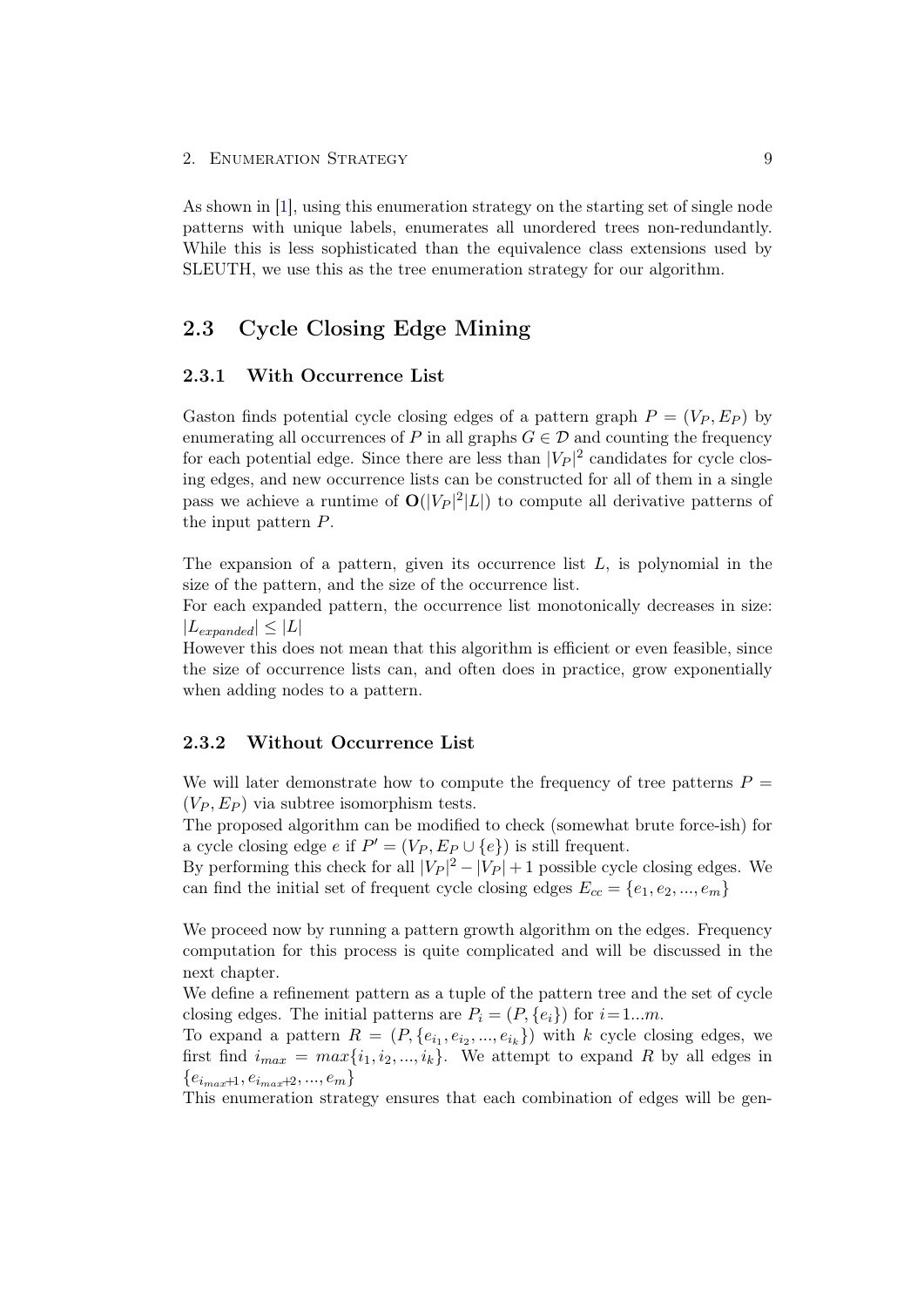As shown in [1], using this enumeration strategy on the starting set of single node patterns with unique labels, enumerates all unordered trees non-redundantly. While this is less sophisticated than the equivalence class extensions used by SLEUTH, we use this as the tree enumeration strategy for our algorithm.

## 2.3 Cycle Closing Edge Mining

### 2.3.1 With Occurrence List

Gaston finds potential cycle closing edges of a pattern graph $P = (V_P, E_P)$ by enumerating all occurrences of $P$ in all graphs $G \in \mathcal{D}$ and counting the frequency for each potential edge. Since there are less than $|V_P|^2$ candidates for cycle closing edges, and new occurrence lists can be constructed for all of them in a single pass we achieve a runtime of $\mathbf{O}(|V_P|^2|L|)$ to compute all derivative patterns of the input pattern $P$.

The expansion of a pattern, given its occurrence list $L$, is polynomial in the size of the pattern, and the size of the occurrence list.
For each expanded pattern, the occurrence list monotonically decreases in size: $|L_{expanded}| \leq |L|$
However this does not mean that this algorithm is efficient or even feasible, since the size of occurrence lists can, and often does in practice, grow exponentially when adding nodes to a pattern.

### 2.3.2 Without Occurrence List

We will later demonstrate how to compute the frequency of tree patterns $P = (V_P, E_P)$ via subtree isomorphism tests.
The proposed algorithm can be modified to check (somewhat brute force-ish) for a cycle closing edge $e$ if $P' = (V_P, E_P \cup \{e\})$ is still frequent.
By performing this check for all $|V_P|^2 - |V_P| + 1$ possible cycle closing edges. We can find the initial set of frequent cycle closing edges $E_{cc} = \{e_1, e_2, ..., e_m\}$

We proceed now by running a pattern growth algorithm on the edges. Frequency computation for this process is quite complicated and will be discussed in the next chapter.
We define a refinement pattern as a tuple of the pattern tree and the set of cycle closing edges. The initial patterns are $P_i = (P, \{e_i\})$ for $i = 1...m$.
To expand a pattern $R = (P, \{e_{i_1}, e_{i_2}, ..., e_{i_k}\})$ with $k$ cycle closing edges, we first find $i_{max} = max\{i_1, i_2, ..., i_k\}$. We attempt to expand $R$ by all edges in $\{e_{i_{max}+1}, e_{i_{max}+2}, ..., e_m\}$
This enumeration strategy ensures that each combination of edges will be gen-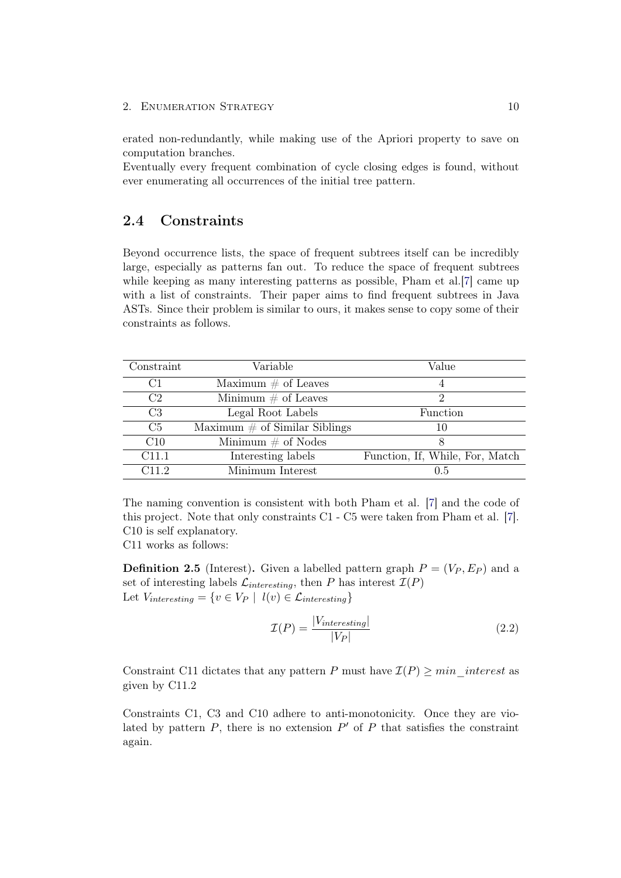erated non-redundantly, while making use of the Apriori property to save on computation branches.
Eventually every frequent combination of cycle closing edges is found, without ever enumerating all occurrences of the initial tree pattern.

## 2.4 Constraints

Beyond occurrence lists, the space of frequent subtrees itself can be incredibly large, especially as patterns fan out. To reduce the space of frequent subtrees while keeping as many interesting patterns as possible, Pham et al.[7] came up with a list of constraints. Their paper aims to find frequent subtrees in Java ASTs. Since their problem is similar to ours, it makes sense to copy some of their constraints as follows.

| Constraint | Variable | Value |
|---|---|---|
| C1 | Maximum # of Leaves | 4 |
| C2 | Minimum # of Leaves | 2 |
| C3 | Legal Root Labels | Function |
| C5 | Maximum # of Similar Siblings | 10 |
| C10 | Minimum # of Nodes | 8 |
| C11.1 | Interesting labels | Function, If, While, For, Match |
| C11.2 | Minimum Interest | 0.5 |

The naming convention is consistent with both Pham et al. [7] and the code of this project. Note that only constraints C1 - C5 were taken from Pham et al. [7].
C10 is self explanatory.
C11 works as follows:

**Definition 2.5** (Interest)**.** Given a labelled pattern graph $P = (V_P, E_P)$ and a set of interesting labels $\mathcal{L}_{interesting}$, then $P$ has interest $\mathcal{I}(P)$
Let $V_{interesting} = \{v \in V_P \mid l(v) \in \mathcal{L}_{interesting}\}$

$$\mathcal{I}(P) = \frac{|V_{interesting}|}{|V_P|} \tag{2.2}$$

Constraint C11 dictates that any pattern $P$ must have $\mathcal{I}(P) \geq min\_interest$ as given by C11.2

Constraints C1, C3 and C10 adhere to anti-monotonicity. Once they are violated by pattern $P$, there is no extension $P'$ of $P$ that satisfies the constraint again.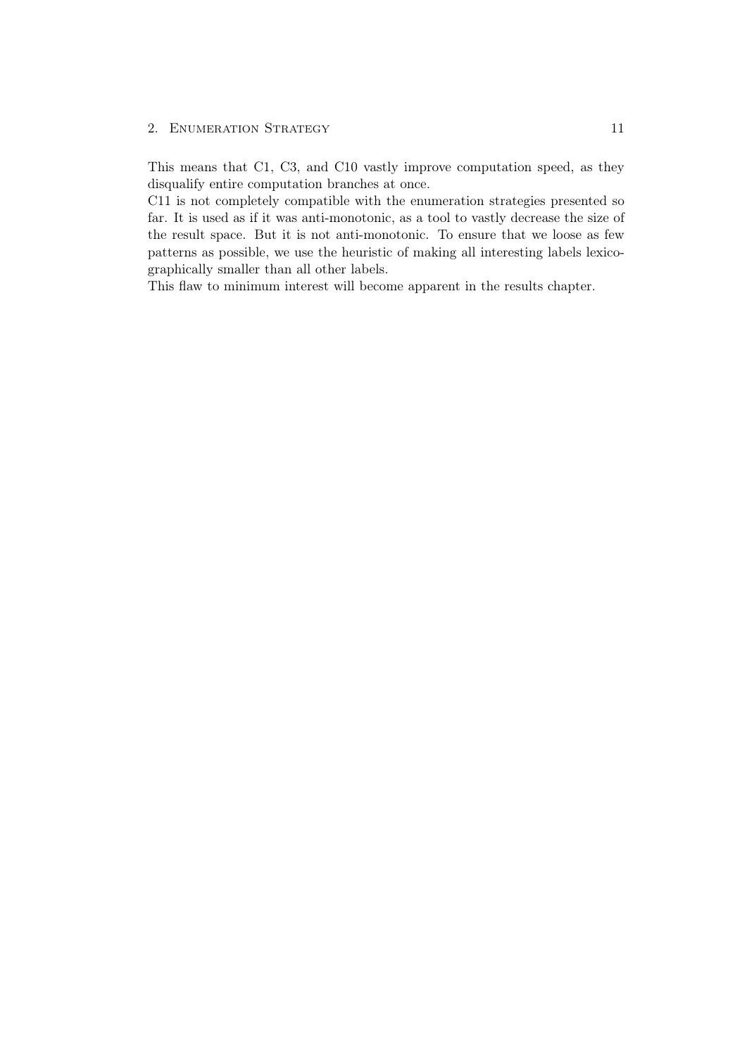This means that C1, C3, and C10 vastly improve computation speed, as they disqualify entire computation branches at once.
C11 is not completely compatible with the enumeration strategies presented so far. It is used as if it was anti-monotonic, as a tool to vastly decrease the size of the result space. But it is not anti-monotonic. To ensure that we loose as few patterns as possible, we use the heuristic of making all interesting labels lexicographically smaller than all other labels.
This flaw to minimum interest will become apparent in the results chapter.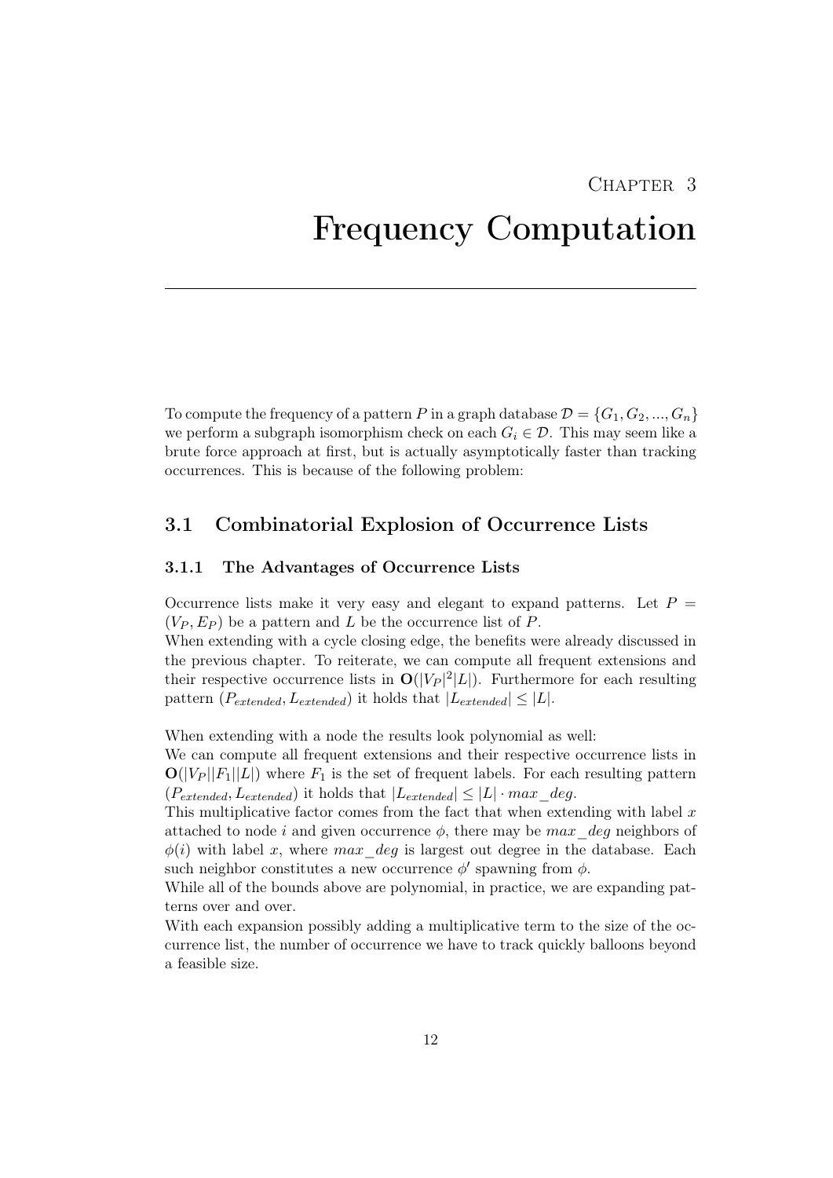# Chapter 3
# Frequency Computation

To compute the frequency of a pattern $P$ in a graph database $\mathcal{D} = \{G_1, G_2, ..., G_n\}$ we perform a subgraph isomorphism check on each $G_i \in \mathcal{D}$. This may seem like a brute force approach at first, but is actually asymptotically faster than tracking occurrences. This is because of the following problem:

## 3.1 Combinatorial Explosion of Occurrence Lists

### 3.1.1 The Advantages of Occurrence Lists

Occurrence lists make it very easy and elegant to expand patterns. Let $P = (V_P, E_P)$ be a pattern and $L$ be the occurrence list of $P$.
When extending with a cycle closing edge, the benefits were already discussed in the previous chapter. To reiterate, we can compute all frequent extensions and their respective occurrence lists in $\mathbf{O}(|V_P|^2|L|)$. Furthermore for each resulting pattern $(P_{extended}, L_{extended})$ it holds that $|L_{extended}| \leq |L|$.

When extending with a node the results look polynomial as well:
We can compute all frequent extensions and their respective occurrence lists in $\mathbf{O}(|V_P||F_1||L|)$ where $F_1$ is the set of frequent labels. For each resulting pattern $(P_{extended}, L_{extended})$ it holds that $|L_{extended}| \leq |L| \cdot max\_deg$.
This multiplicative factor comes from the fact that when extending with label $x$ attached to node $i$ and given occurrence $\phi$, there may be $max\_deg$ neighbors of $\phi(i)$ with label $x$, where $max\_deg$ is largest out degree in the database. Each such neighbor constitutes a new occurrence $\phi'$ spawning from $\phi$.
While all of the bounds above are polynomial, in practice, we are expanding patterns over and over.
With each expansion possibly adding a multiplicative term to the size of the occurrence list, the number of occurrence we have to track quickly balloons beyond a feasible size.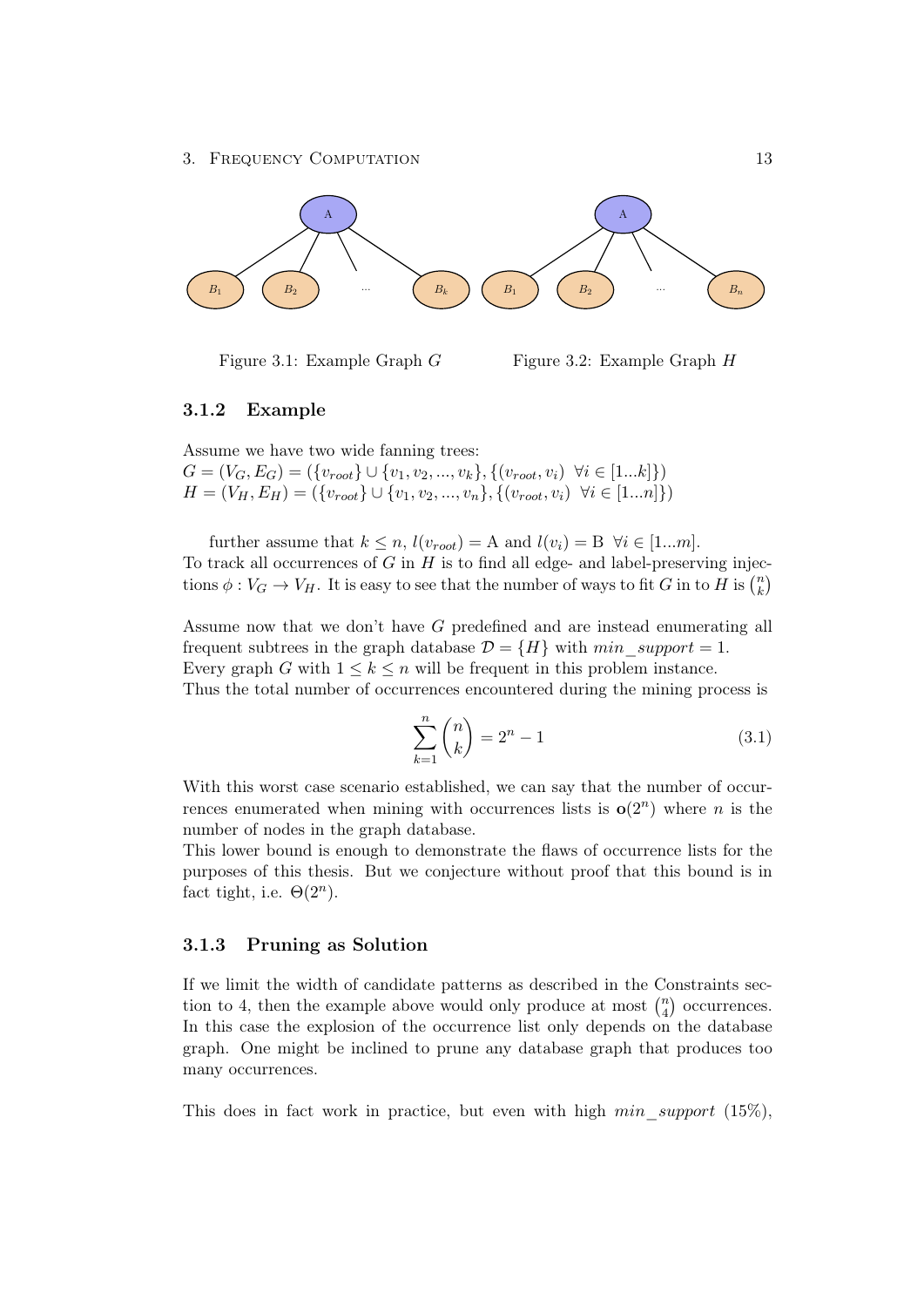Figure 3.1: Example Graph $G$

Figure 3.2: Example Graph $H$

### 3.1.2 Example

Assume we have two wide fanning trees:
$G = (V_G, E_G) = (\{v_{root}\} \cup \{v_1, v_2, ..., v_k\}, \{(v_{root}, v_i) \ \ \forall i \in [1...k]\})$
$H = (V_H, E_H) = (\{v_{root}\} \cup \{v_1, v_2, ..., v_n\}, \{(v_{root}, v_i) \ \ \forall i \in [1...n]\})$

further assume that $k \leq n$, $l(v_{root}) = \text{A}$ and $l(v_i) = \text{B} \ \ \forall i \in [1...m]$.
To track all occurrences of $G$ in $H$ is to find all edge- and label-preserving injections $\phi : V_G \rightarrow V_H$. It is easy to see that the number of ways to fit $G$ in to $H$ is $\binom{n}{k}$

Assume now that we don't have $G$ predefined and are instead enumerating all frequent subtrees in the graph database $\mathcal{D} = \{H\}$ with $min\_support = 1$.
Every graph $G$ with $1 \leq k \leq n$ will be frequent in this problem instance.
Thus the total number of occurrences encountered during the mining process is

$$\sum_{k=1}^{n} \binom{n}{k} = 2^n - 1 \tag{3.1}$$

With this worst case scenario established, we can say that the number of occurrences enumerated when mining with occurrences lists is $\mathbf{o}(2^n)$ where $n$ is the number of nodes in the graph database.
This lower bound is enough to demonstrate the flaws of occurrence lists for the purposes of this thesis. But we conjecture without proof that this bound is in fact tight, i.e. $\Theta(2^n)$.

### 3.1.3 Pruning as Solution

If we limit the width of candidate patterns as described in the Constraints section to 4, then the example above would only produce at most $\binom{n}{4}$ occurrences. In this case the explosion of the occurrence list only depends on the database graph. One might be inclined to prune any database graph that produces too many occurrences.

This does in fact work in practice, but even with high $min\_support$ (15%),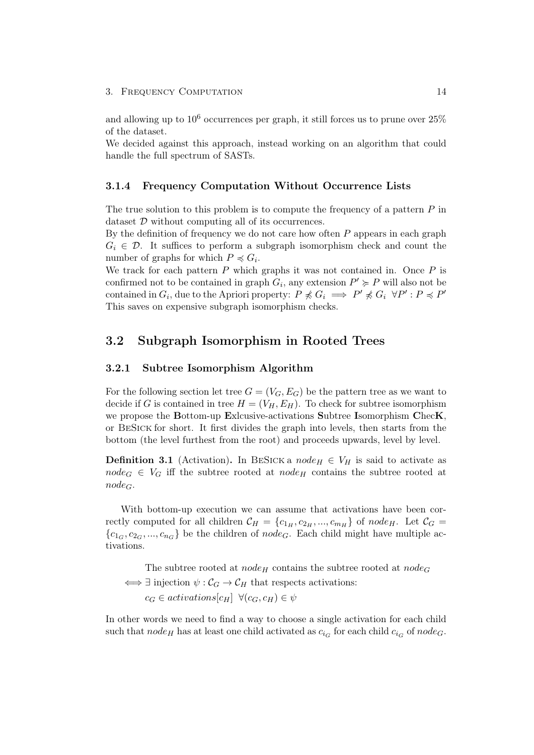and allowing up to $10^6$ occurrences per graph, it still forces us to prune over 25% of the dataset.
We decided against this approach, instead working on an algorithm that could handle the full spectrum of SASTs.

### 3.1.4 Frequency Computation Without Occurrence Lists

The true solution to this problem is to compute the frequency of a pattern $P$ in dataset $\mathcal{D}$ without computing all of its occurrences.
By the definition of frequency we do not care how often $P$ appears in each graph $G_i \in \mathcal{D}$. It suffices to perform a subgraph isomorphism check and count the number of graphs for which $P \preccurlyeq G_i$.
We track for each pattern $P$ which graphs it was not contained in. Once $P$ is confirmed not to be contained in graph $G_i$, any extension $P' \succcurlyeq P$ will also not be contained in $G_i$, due to the Apriori property: $P \not\preccurlyeq G_i \implies P' \not\preccurlyeq G_i \;\; \forall P' : P \preccurlyeq P'$
This saves on expensive subgraph isomorphism checks.

## 3.2 Subgraph Isomorphism in Rooted Trees

### 3.2.1 Subtree Isomorphism Algorithm

For the following section let tree $G = (V_G, E_G)$ be the pattern tree as we want to decide if $G$ is contained in tree $H = (V_H, E_H)$. To check for subtree isomorphism we propose the **B**ottom-up **E**xlcusive-activations **S**ubtree **I**somorphism **C**hec**K**, or BeSick for short. It first divides the graph into levels, then starts from the bottom (the level furthest from the root) and proceeds upwards, level by level.

**Definition 3.1** (Activation)**.** In BeSick a $node_H \in V_H$ is said to activate as $node_G \in V_G$ iff the subtree rooted at $node_H$ contains the subtree rooted at $node_G$.

With bottom-up execution we can assume that activations have been correctly computed for all children $\mathcal{C}_H = \{c_{1_H}, c_{2_H}, ..., c_{m_H}\}$ of $node_H$. Let $\mathcal{C}_G = \{c_{1_G}, c_{2_G}, ..., c_{n_G}\}$ be the children of $node_G$. Each child might have multiple activations.

$$
\begin{aligned}
&\text{The subtree rooted at } node_H \text{ contains the subtree rooted at } node_G \\
\iff &\exists \text{ injection } \psi : \mathcal{C}_G \to \mathcal{C}_H \text{ that respects activations:} \\
&c_G \in activations[c_H] \;\; \forall (c_G, c_H) \in \psi
\end{aligned}
$$

In other words we need to find a way to choose a single activation for each child such that $node_H$ has at least one child activated as $c_{i_G}$ for each child $c_{i_G}$ of $node_G$.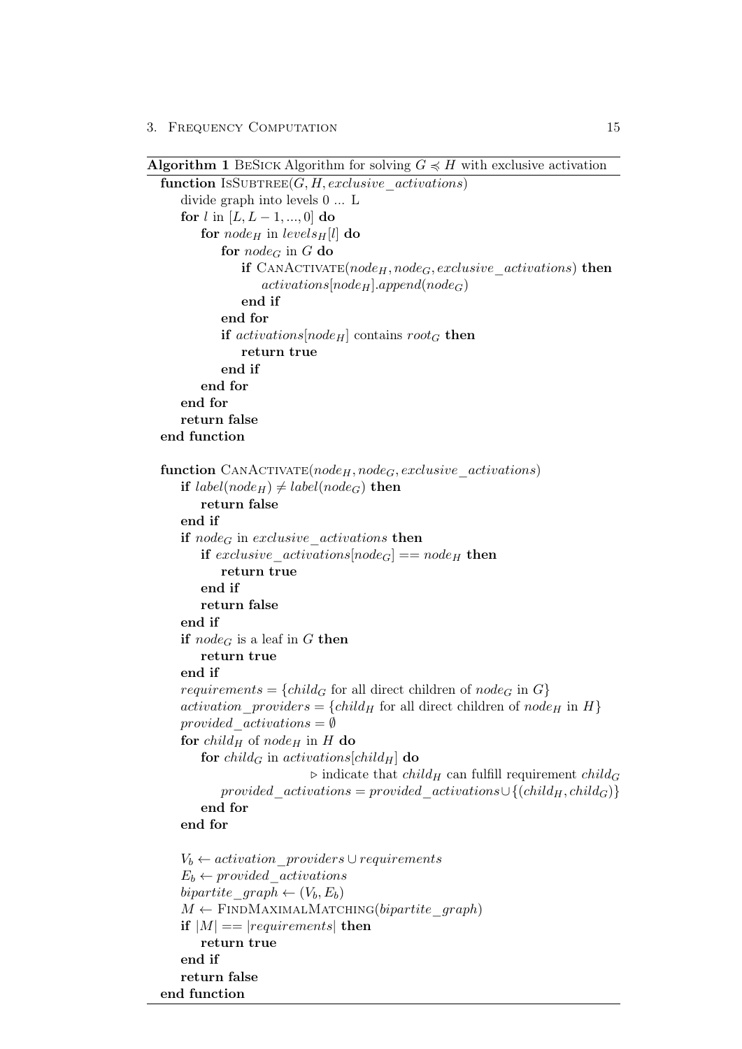**Algorithm 1** BeSick Algorithm for solving $G \preccurlyeq H$ with exclusive activation

```
function IsSubtree(G, H, exclusive_activations)
    divide graph into levels 0 ... L
    for l in [L, L − 1, ..., 0] do
        for node_H in levels_H[l] do
            for node_G in G do
                if CanActivate(node_H, node_G, exclusive_activations) then
                    activations[node_H].append(node_G)
                end if
            end for
            if activations[node_H] contains root_G then
                return true
            end if
        end for
    end for
    return false
end function

function CanActivate(node_H, node_G, exclusive_activations)
    if label(node_H) ≠ label(node_G) then
        return false
    end if
    if node_G in exclusive_activations then
        if exclusive_activations[node_G] == node_H then
            return true
        end if
        return false
    end if
    if node_G is a leaf in G then
        return true
    end if
    requirements = {child_G for all direct children of node_G in G}
    activation_providers = {child_H for all direct children of node_H in H}
    provided_activations = ∅
    for child_H of node_H in H do
        for child_G in activations[child_H] do
                        ▷ indicate that child_H can fulfill requirement child_G
            provided_activations = provided_activations ∪ {(child_H, child_G)}
        end for
    end for

    V_b ← activation_providers ∪ requirements
    E_b ← provided_activations
    bipartite_graph ← (V_b, E_b)
    M ← FindMaximalMatching(bipartite_graph)
    if |M| == |requirements| then
        return true
    end if
    return false
end function
```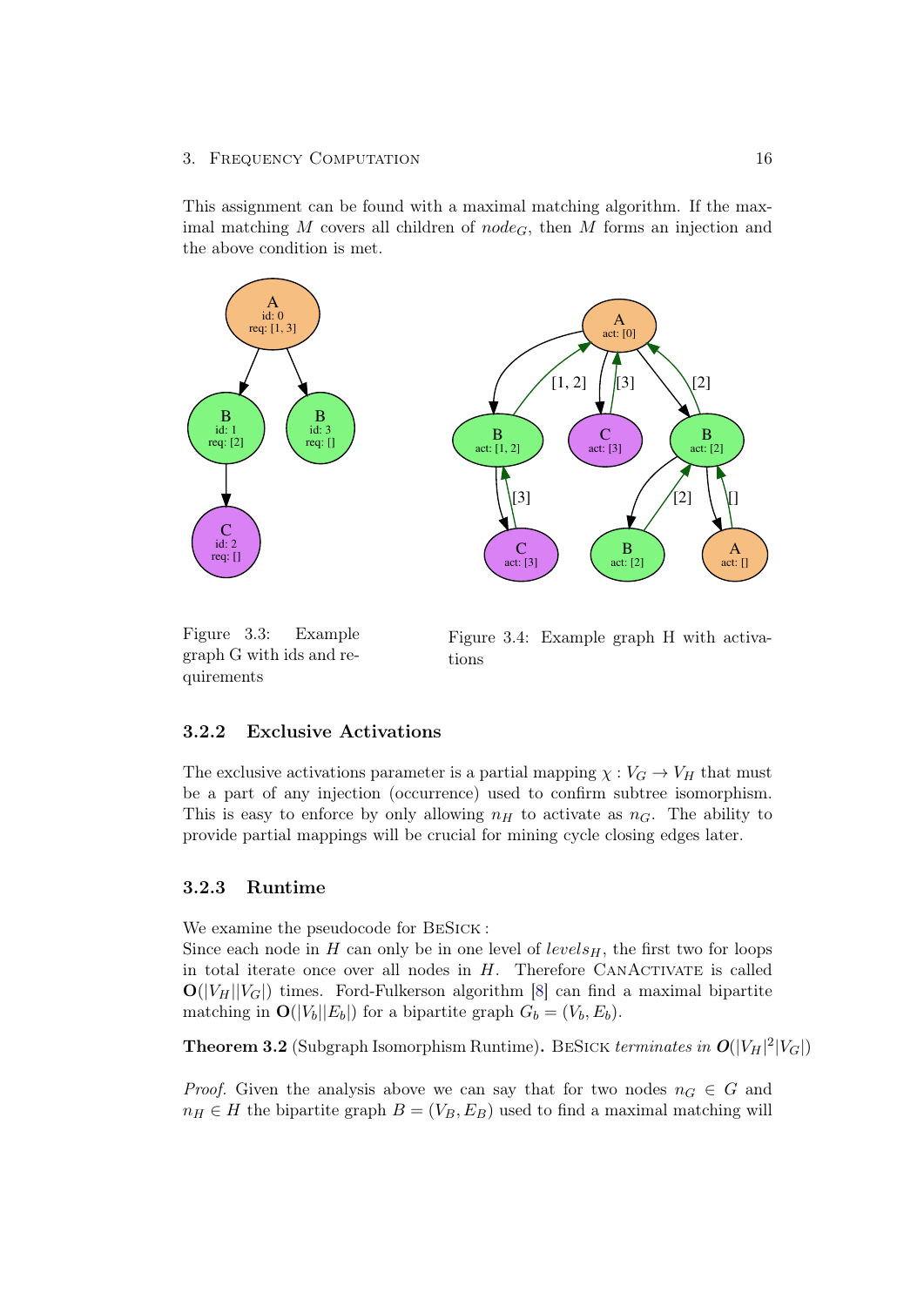This assignment can be found with a maximal matching algorithm. If the maximal matching $M$ covers all children of $node_G$, then $M$ forms an injection and the above condition is met.

Figure 3.3: Example graph G with ids and requirements

Figure 3.4: Example graph H with activations

### 3.2.2 Exclusive Activations

The exclusive activations parameter is a partial mapping $\chi : V_G \rightarrow V_H$ that must be a part of any injection (occurrence) used to confirm subtree isomorphism. This is easy to enforce by only allowing $n_H$ to activate as $n_G$. The ability to provide partial mappings will be crucial for mining cycle closing edges later.

### 3.2.3 Runtime

We examine the pseudocode for BESICK :
Since each node in $H$ can only be in one level of $levels_H$, the first two for loops in total iterate once over all nodes in $H$. Therefore CANACTIVATE is called $\mathbf{O}(|V_H||V_G|)$ times. Ford-Fulkerson algorithm [8] can find a maximal bipartite matching in $\mathbf{O}(|V_b||E_b|)$ for a bipartite graph $G_b = (V_b, E_b)$.

**Theorem 3.2** (Subgraph Isomorphism Runtime)**.** BESICK *terminates in* $\boldsymbol{O}(|V_H|^2|V_G|)$

*Proof.* Given the analysis above we can say that for two nodes $n_G \in G$ and $n_H \in H$ the bipartite graph $B = (V_B, E_B)$ used to find a maximal matching will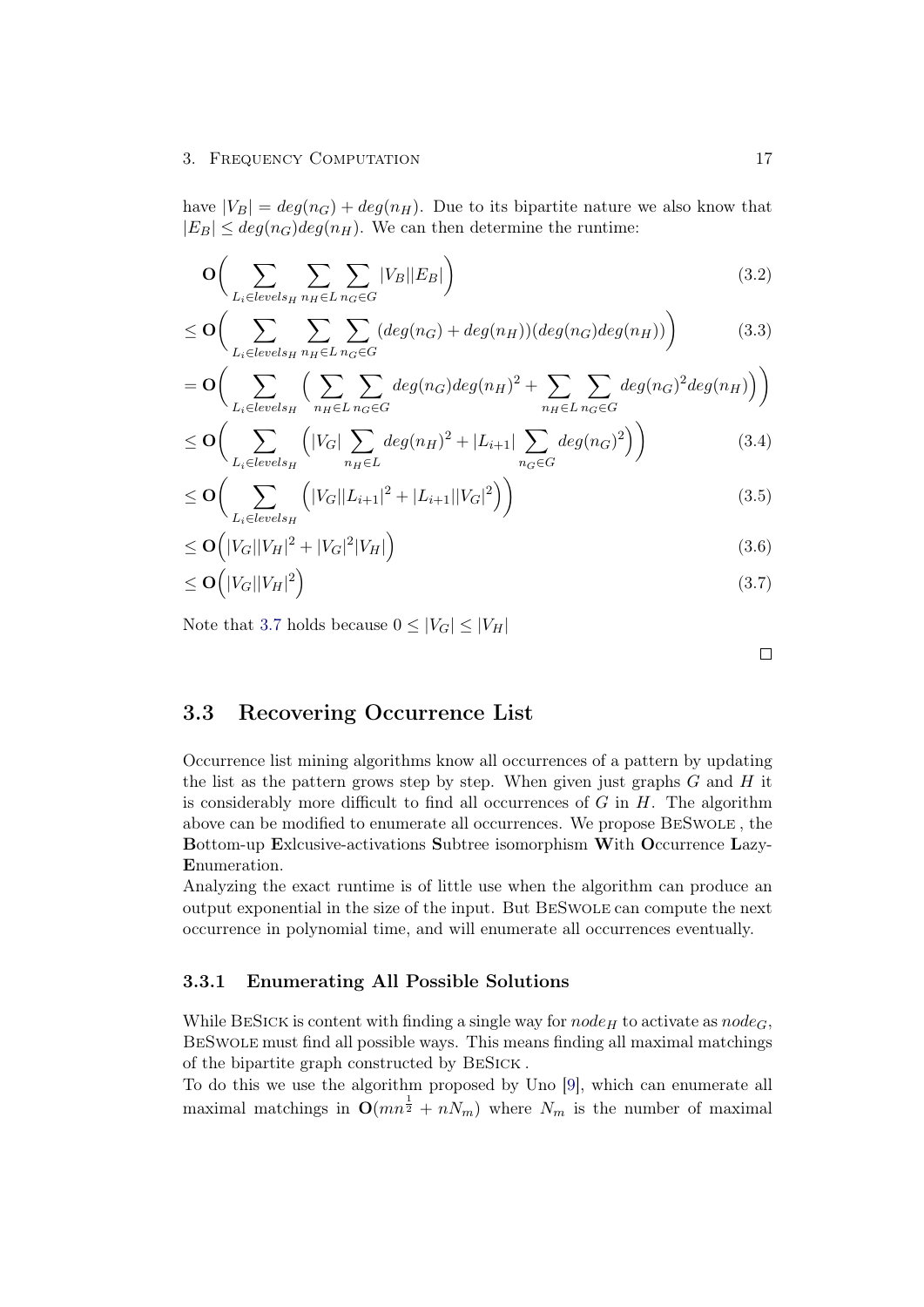have $|V_B| = deg(n_G) + deg(n_H)$. Due to its bipartite nature we also know that $|E_B| \leq deg(n_G)deg(n_H)$. We can then determine the runtime:

$$
\begin{aligned}
&\mathbf{O}\Big( \sum_{L_i \in levels_H} \sum_{n_H \in L} \sum_{n_G \in G} |V_B||E_B| \Big) && (3.2)\\
&\leq \mathbf{O}\Big( \sum_{L_i \in levels_H} \sum_{n_H \in L} \sum_{n_G \in G} (deg(n_G) + deg(n_H))(deg(n_G)deg(n_H)) \Big) && (3.3)\\
&= \mathbf{O}\Big( \sum_{L_i \in levels_H} \Big( \sum_{n_H \in L} \sum_{n_G \in G} deg(n_G)deg(n_H)^2 + \sum_{n_H \in L} \sum_{n_G \in G} deg(n_G)^2 deg(n_H) \Big) \Big) &&\\
&\leq \mathbf{O}\Big( \sum_{L_i \in levels_H} \Big( |V_G| \sum_{n_H \in L} deg(n_H)^2 + |L_{i+1}| \sum_{n_G \in G} deg(n_G)^2 \Big) \Big) && (3.4)\\
&\leq \mathbf{O}\Big( \sum_{L_i \in levels_H} \Big( |V_G||L_{i+1}|^2 + |L_{i+1}||V_G|^2 \Big) \Big) && (3.5)\\
&\leq \mathbf{O}\Big( |V_G||V_H|^2 + |V_G|^2|V_H| \Big) && (3.6)\\
&\leq \mathbf{O}\Big( |V_G||V_H|^2 \Big) && (3.7)
\end{aligned}
$$

Note that 3.7 holds because $0 \leq |V_G| \leq |V_H|$

□

## 3.3 Recovering Occurrence List

Occurrence list mining algorithms know all occurrences of a pattern by updating the list as the pattern grows step by step. When given just graphs $G$ and $H$ it is considerably more difficult to find all occurrences of $G$ in $H$. The algorithm above can be modified to enumerate all occurrences. We propose BeSwole , the **B**ottom-up **E**xlcusive-activations **S**ubtree isomorphism **W**ith **O**ccurrence **L**azy-**E**numeration.

Analyzing the exact runtime is of little use when the algorithm can produce an output exponential in the size of the input. But BeSwole can compute the next occurrence in polynomial time, and will enumerate all occurrences eventually.

### 3.3.1 Enumerating All Possible Solutions

While BeSick is content with finding a single way for $node_H$ to activate as $node_G$, BeSwole must find all possible ways. This means finding all maximal matchings of the bipartite graph constructed by BeSick .

To do this we use the algorithm proposed by Uno [9], which can enumerate all maximal matchings in $\mathbf{O}(mn^{\frac{1}{2}} + nN_m)$ where $N_m$ is the number of maximal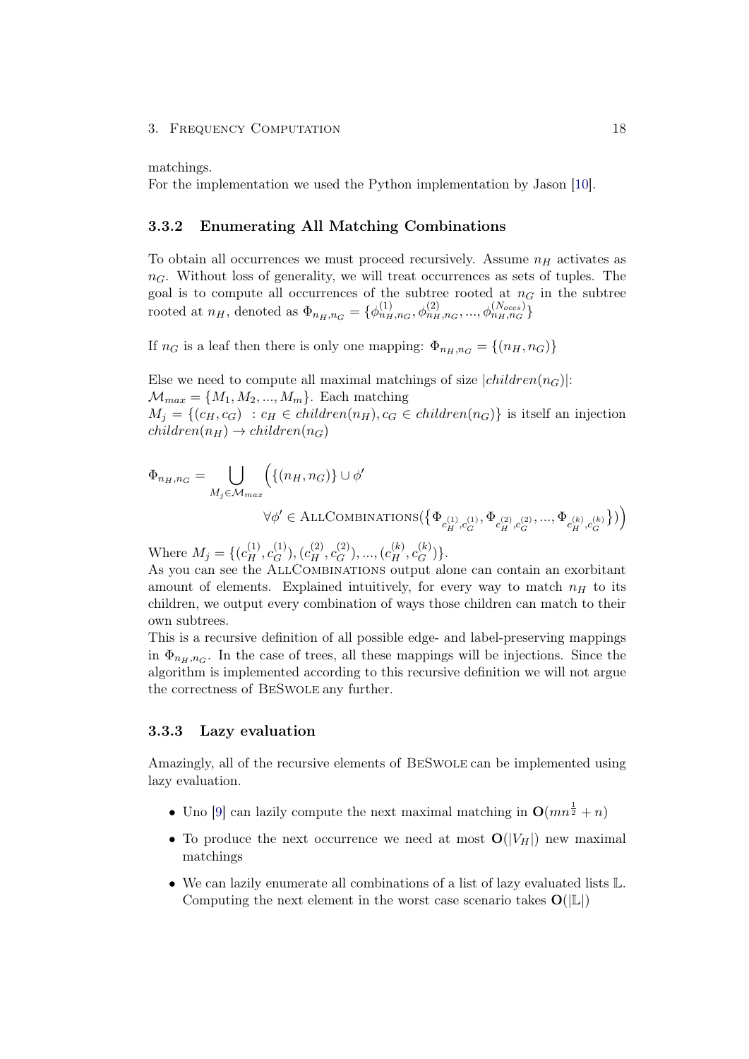matchings.
For the implementation we used the Python implementation by Jason [10].

### 3.3.2 Enumerating All Matching Combinations

To obtain all occurrences we must proceed recursively. Assume $n_H$ activates as $n_G$. Without loss of generality, we will treat occurrences as sets of tuples. The goal is to compute all occurrences of the subtree rooted at $n_G$ in the subtree rooted at $n_H$, denoted as $\Phi_{n_H,n_G} = \{\phi^{(1)}_{n_H,n_G}, \phi^{(2)}_{n_H,n_G}, ..., \phi^{(N_{occs})}_{n_H,n_G}\}$

If $n_G$ is a leaf then there is only one mapping: $\Phi_{n_H,n_G} = \{(n_H, n_G)\}$

Else we need to compute all maximal matchings of size $|children(n_G)|$:
$\mathcal{M}_{max} = \{M_1, M_2, ..., M_m\}$. Each matching
$M_j = \{(c_H, c_G) \ : c_H \in children(n_H), c_G \in children(n_G)\}$ is itself an injection $children(n_H) \rightarrow children(n_G)$

$$\Phi_{n_H,n_G} = \bigcup_{M_j \in \mathcal{M}_{max}} \Big( \{(n_H, n_G)\} \cup \phi' \\ \forall \phi' \in \textsc{AllCombinations}(\{\Phi_{c_H^{(1)},c_G^{(1)}}, \Phi_{c_H^{(2)},c_G^{(2)}}, ..., \Phi_{c_H^{(k)},c_G^{(k)}}\}) \Big)$$

Where $M_j = \{(c_H^{(1)}, c_G^{(1)}), (c_H^{(2)}, c_G^{(2)}), ..., (c_H^{(k)}, c_G^{(k)})\}$.
As you can see the AllCombinations output alone can contain an exorbitant amount of elements. Explained intuitively, for every way to match $n_H$ to its children, we output every combination of ways those children can match to their own subtrees.
This is a recursive definition of all possible edge- and label-preserving mappings in $\Phi_{n_H,n_G}$. In the case of trees, all these mappings will be injections. Since the algorithm is implemented according to this recursive definition we will not argue the correctness of BeSwole any further.

### 3.3.3 Lazy evaluation

Amazingly, all of the recursive elements of BeSwole can be implemented using lazy evaluation.

- Uno [9] can lazily compute the next maximal matching in $\mathbf{O}(mn^{\frac{1}{2}} + n)$
- To produce the next occurrence we need at most $\mathbf{O}(|V_H|)$ new maximal matchings
- We can lazily enumerate all combinations of a list of lazy evaluated lists $\mathbb{L}$. Computing the next element in the worst case scenario takes $\mathbf{O}(|\mathbb{L}|)$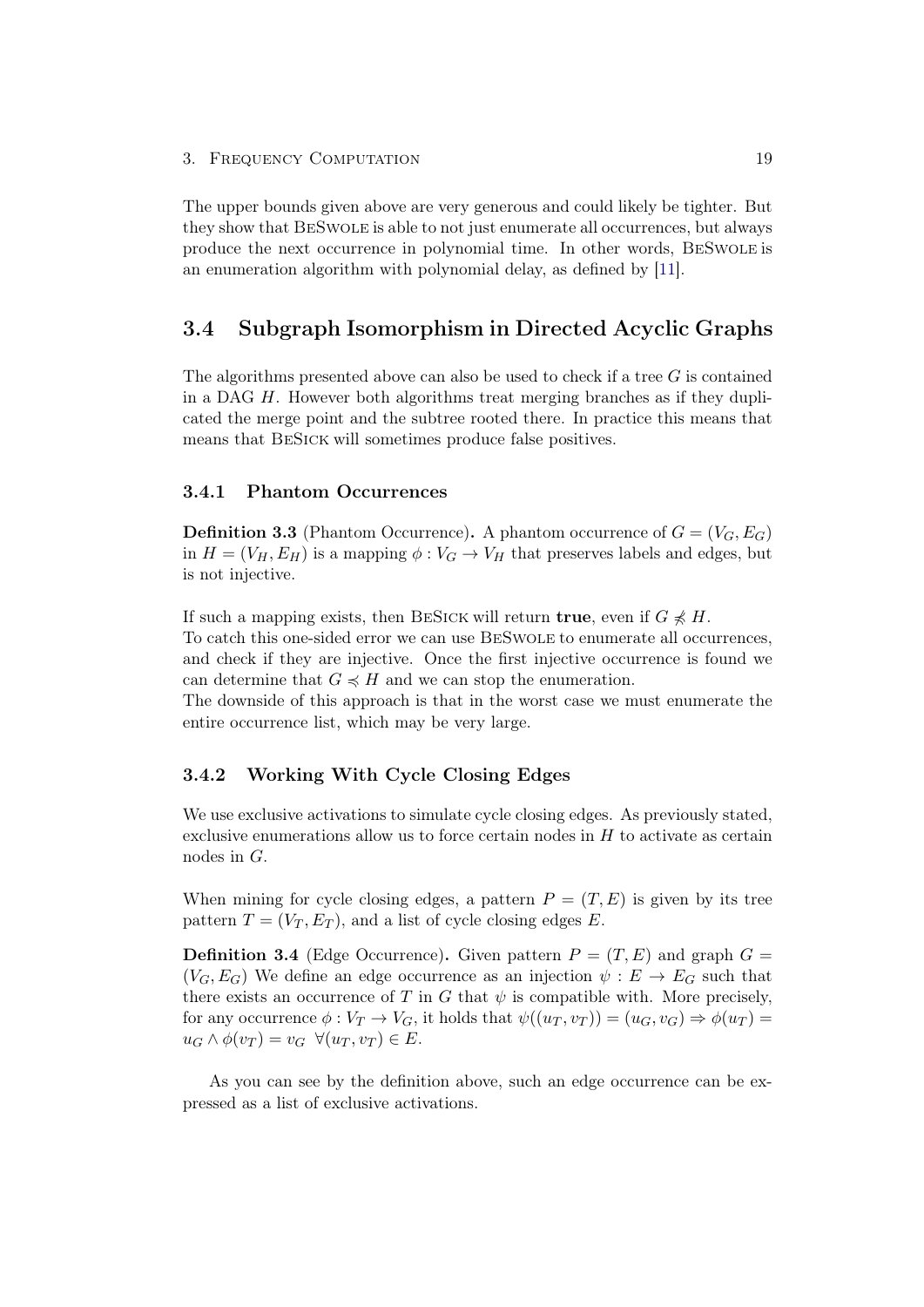The upper bounds given above are very generous and could likely be tighter. But they show that BeSwole is able to not just enumerate all occurrences, but always produce the next occurrence in polynomial time. In other words, BeSwole is an enumeration algorithm with polynomial delay, as defined by [11].

## 3.4 Subgraph Isomorphism in Directed Acyclic Graphs

The algorithms presented above can also be used to check if a tree $G$ is contained in a DAG $H$. However both algorithms treat merging branches as if they duplicated the merge point and the subtree rooted there. In practice this means that means that BeSick will sometimes produce false positives.

### 3.4.1 Phantom Occurrences

**Definition 3.3** (Phantom Occurrence)**.** A phantom occurrence of $G = (V_G, E_G)$ in $H = (V_H, E_H)$ is a mapping $\phi : V_G \to V_H$ that preserves labels and edges, but is not injective.

If such a mapping exists, then BeSick will return **true**, even if $G \not\preccurlyeq H$.
To catch this one-sided error we can use BeSwole to enumerate all occurrences, and check if they are injective. Once the first injective occurrence is found we can determine that $G \preccurlyeq H$ and we can stop the enumeration.
The downside of this approach is that in the worst case we must enumerate the entire occurrence list, which may be very large.

### 3.4.2 Working With Cycle Closing Edges

We use exclusive activations to simulate cycle closing edges. As previously stated, exclusive enumerations allow us to force certain nodes in $H$ to activate as certain nodes in $G$.

When mining for cycle closing edges, a pattern $P = (T, E)$ is given by its tree pattern $T = (V_T, E_T)$, and a list of cycle closing edges $E$.

**Definition 3.4** (Edge Occurrence)**.** Given pattern $P = (T, E)$ and graph $G = (V_G, E_G)$ We define an edge occurrence as an injection $\psi : E \to E_G$ such that there exists an occurrence of $T$ in $G$ that $\psi$ is compatible with. More precisely, for any occurrence $\phi : V_T \to V_G$, it holds that $\psi((u_T, v_T)) = (u_G, v_G) \Rightarrow \phi(u_T) = u_G \wedge \phi(v_T) = v_G \ \ \forall (u_T, v_T) \in E$.

As you can see by the definition above, such an edge occurrence can be expressed as a list of exclusive activations.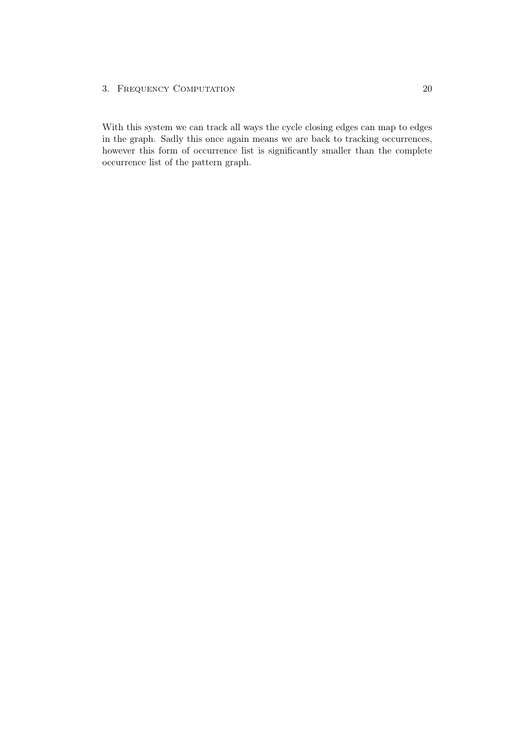With this system we can track all ways the cycle closing edges can map to edges in the graph. Sadly this once again means we are back to tracking occurrences, however this form of occurrence list is significantly smaller than the complete occurrence list of the pattern graph.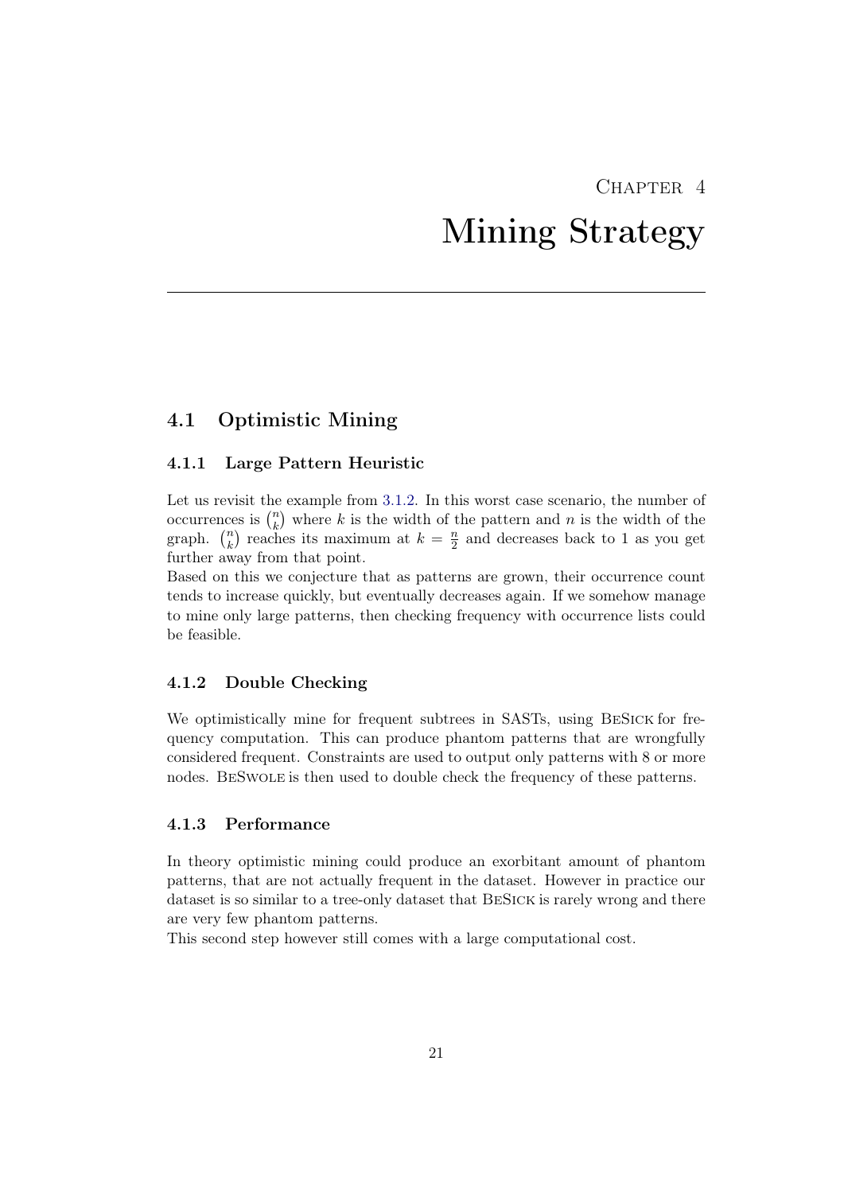# Chapter 4

# Mining Strategy

## 4.1 Optimistic Mining

### 4.1.1 Large Pattern Heuristic

Let us revisit the example from 3.1.2. In this worst case scenario, the number of occurrences is $\binom{n}{k}$ where $k$ is the width of the pattern and $n$ is the width of the graph. $\binom{n}{k}$ reaches its maximum at $k = \frac{n}{2}$ and decreases back to 1 as you get further away from that point.

Based on this we conjecture that as patterns are grown, their occurrence count tends to increase quickly, but eventually decreases again. If we somehow manage to mine only large patterns, then checking frequency with occurrence lists could be feasible.

### 4.1.2 Double Checking

We optimistically mine for frequent subtrees in SASTs, using BeSick for frequency computation. This can produce phantom patterns that are wrongfully considered frequent. Constraints are used to output only patterns with 8 or more nodes. BeSwole is then used to double check the frequency of these patterns.

### 4.1.3 Performance

In theory optimistic mining could produce an exorbitant amount of phantom patterns, that are not actually frequent in the dataset. However in practice our dataset is so similar to a tree-only dataset that BeSick is rarely wrong and there are very few phantom patterns.

This second step however still comes with a large computational cost.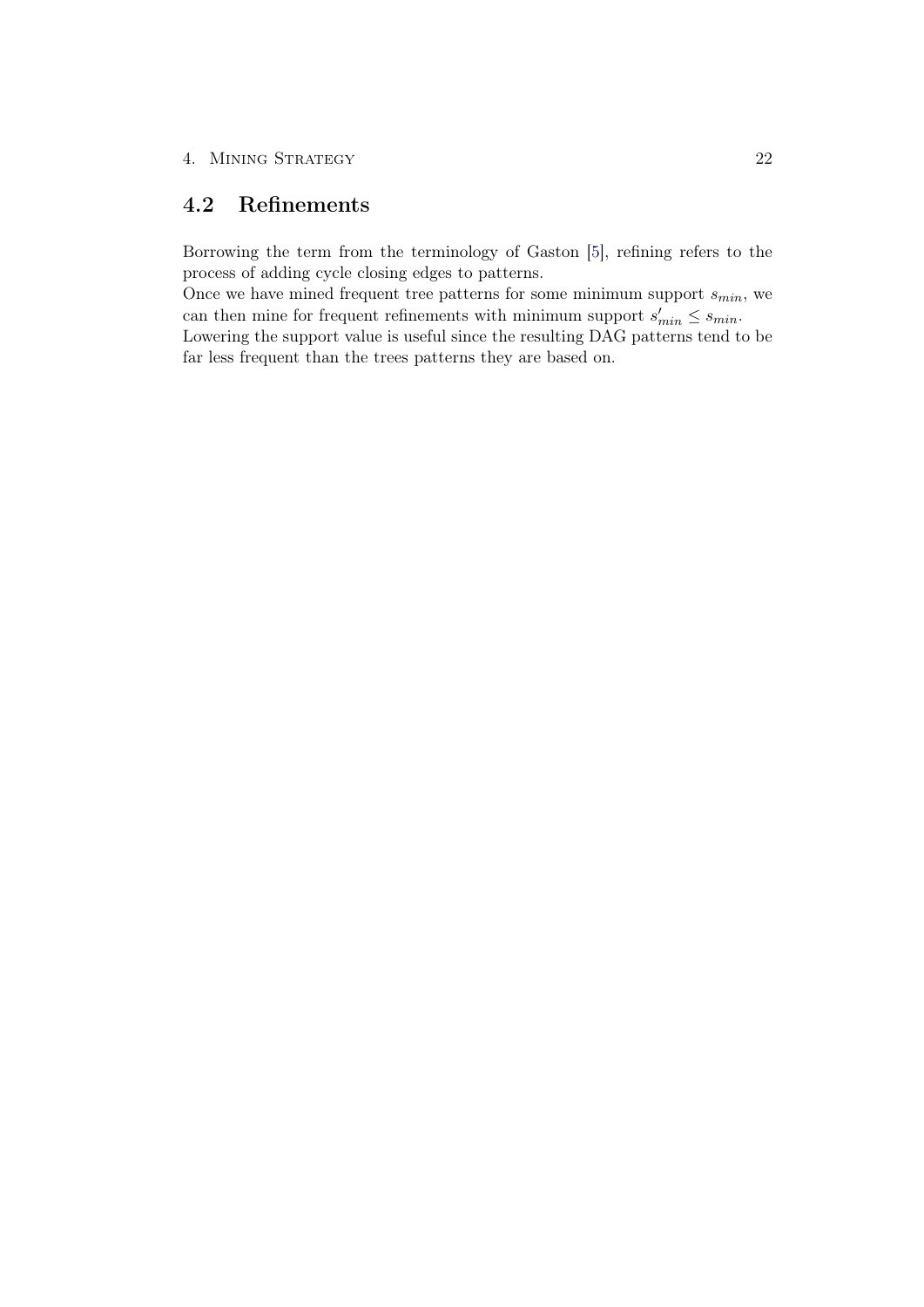## 4.2 Refinements

Borrowing the term from the terminology of Gaston [5], refining refers to the process of adding cycle closing edges to patterns.
Once we have mined frequent tree patterns for some minimum support $s_{min}$, we can then mine for frequent refinements with minimum support $s'_{min} \leq s_{min}$.
Lowering the support value is useful since the resulting DAG patterns tend to be far less frequent than the trees patterns they are based on.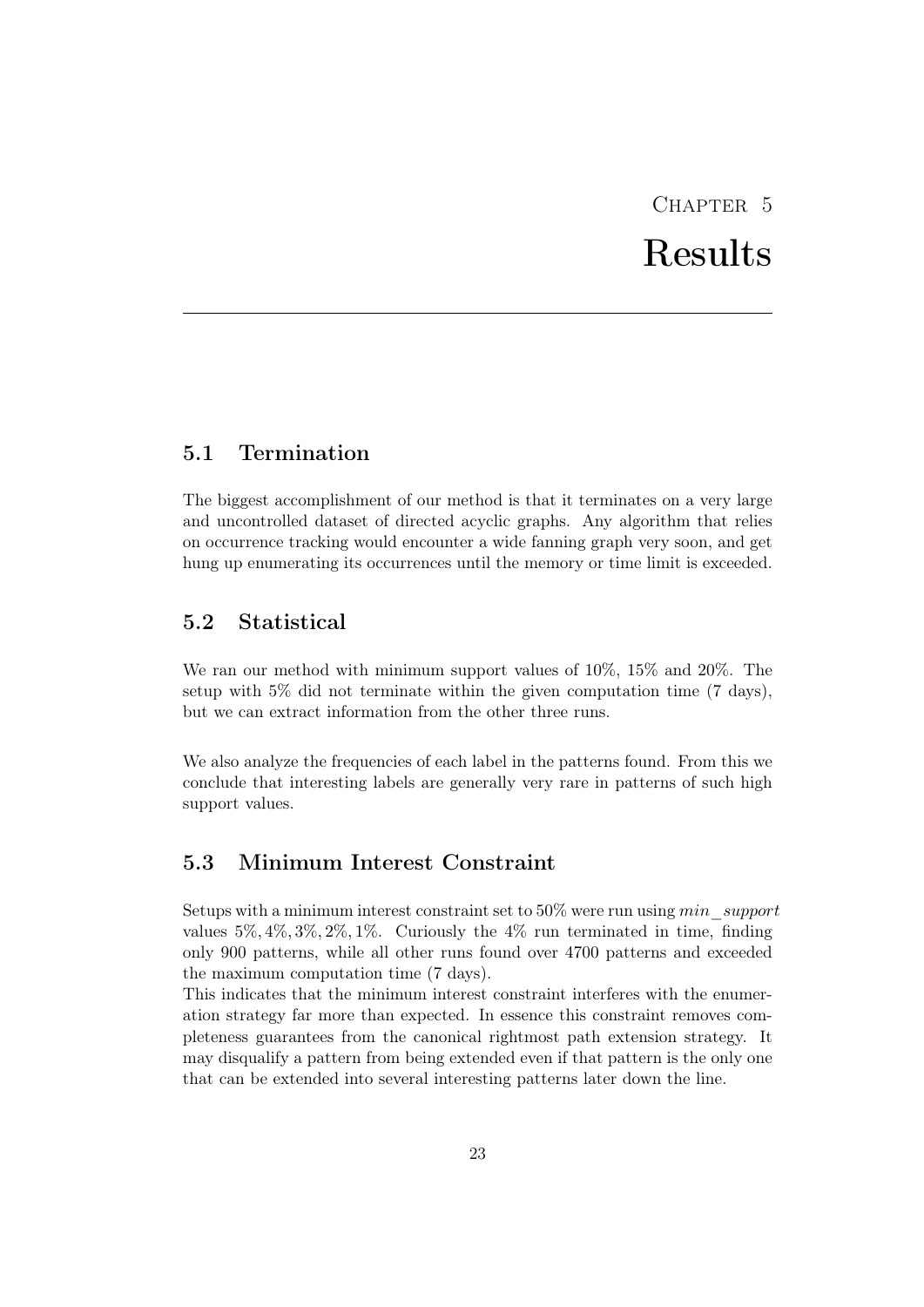# Chapter 5
# Results

## 5.1 Termination

The biggest accomplishment of our method is that it terminates on a very large and uncontrolled dataset of directed acyclic graphs. Any algorithm that relies on occurrence tracking would encounter a wide fanning graph very soon, and get hung up enumerating its occurrences until the memory or time limit is exceeded.

## 5.2 Statistical

We ran our method with minimum support values of 10%, 15% and 20%. The setup with 5% did not terminate within the given computation time (7 days), but we can extract information from the other three runs.

We also analyze the frequencies of each label in the patterns found. From this we conclude that interesting labels are generally very rare in patterns of such high support values.

## 5.3 Minimum Interest Constraint

Setups with a minimum interest constraint set to 50% were run using $min\_support$ values $5\%, 4\%, 3\%, 2\%, 1\%$. Curiously the 4% run terminated in time, finding only 900 patterns, while all other runs found over 4700 patterns and exceeded the maximum computation time (7 days).
This indicates that the minimum interest constraint interferes with the enumeration strategy far more than expected. In essence this constraint removes completeness guarantees from the canonical rightmost path extension strategy. It may disqualify a pattern from being extended even if that pattern is the only one that can be extended into several interesting patterns later down the line.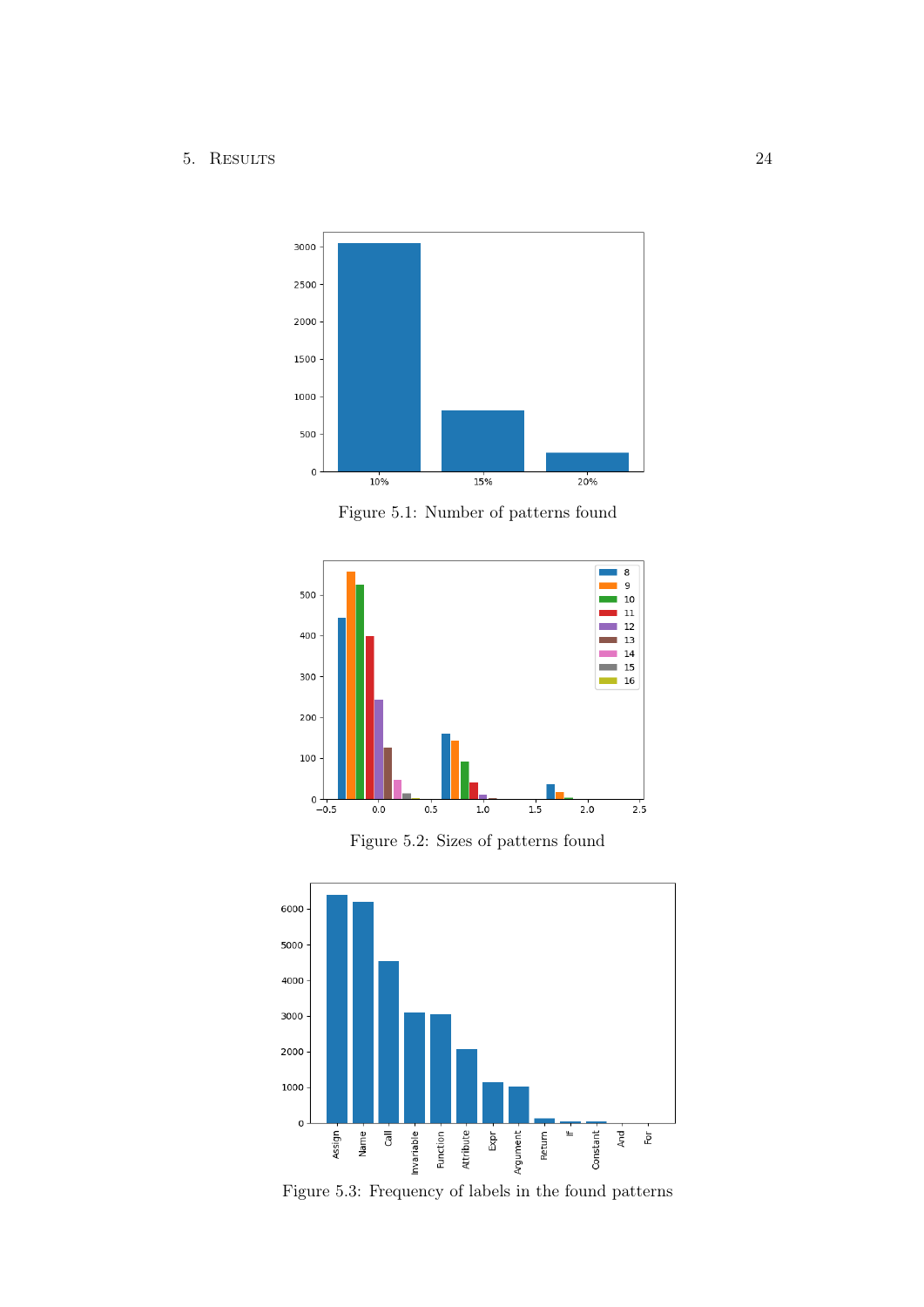Figure 5.1: Number of patterns found

Figure 5.2: Sizes of patterns found

Figure 5.3: Frequency of labels in the found patterns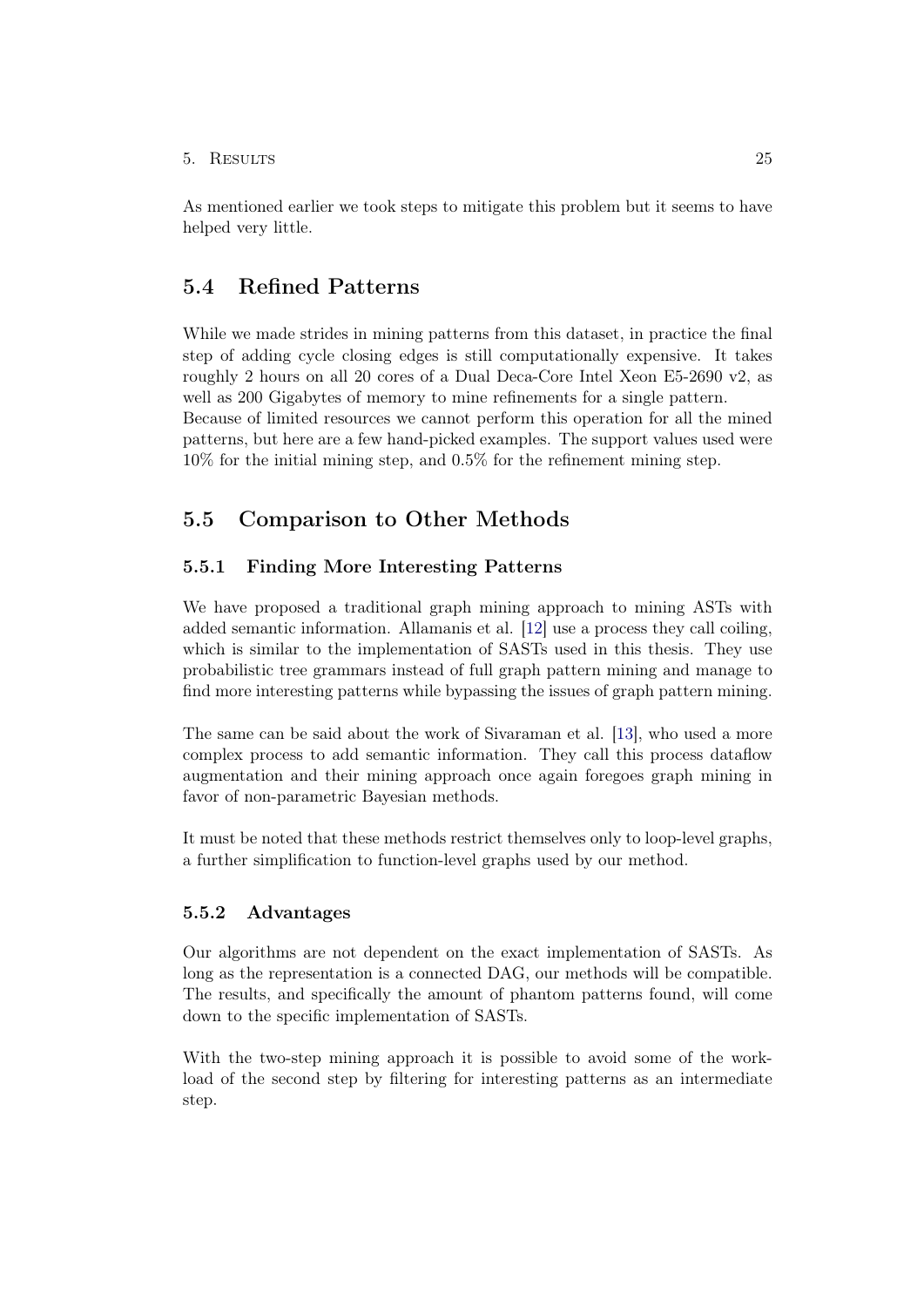As mentioned earlier we took steps to mitigate this problem but it seems to have helped very little.

## 5.4 Refined Patterns

While we made strides in mining patterns from this dataset, in practice the final step of adding cycle closing edges is still computationally expensive. It takes roughly 2 hours on all 20 cores of a Dual Deca-Core Intel Xeon E5-2690 v2, as well as 200 Gigabytes of memory to mine refinements for a single pattern. Because of limited resources we cannot perform this operation for all the mined patterns, but here are a few hand-picked examples. The support values used were 10% for the initial mining step, and 0.5% for the refinement mining step.

## 5.5 Comparison to Other Methods

### 5.5.1 Finding More Interesting Patterns

We have proposed a traditional graph mining approach to mining ASTs with added semantic information. Allamanis et al. [12] use a process they call coiling, which is similar to the implementation of SASTs used in this thesis. They use probabilistic tree grammars instead of full graph pattern mining and manage to find more interesting patterns while bypassing the issues of graph pattern mining.

The same can be said about the work of Sivaraman et al. [13], who used a more complex process to add semantic information. They call this process dataflow augmentation and their mining approach once again foregoes graph mining in favor of non-parametric Bayesian methods.

It must be noted that these methods restrict themselves only to loop-level graphs, a further simplification to function-level graphs used by our method.

### 5.5.2 Advantages

Our algorithms are not dependent on the exact implementation of SASTs. As long as the representation is a connected DAG, our methods will be compatible. The results, and specifically the amount of phantom patterns found, will come down to the specific implementation of SASTs.

With the two-step mining approach it is possible to avoid some of the workload of the second step by filtering for interesting patterns as an intermediate step.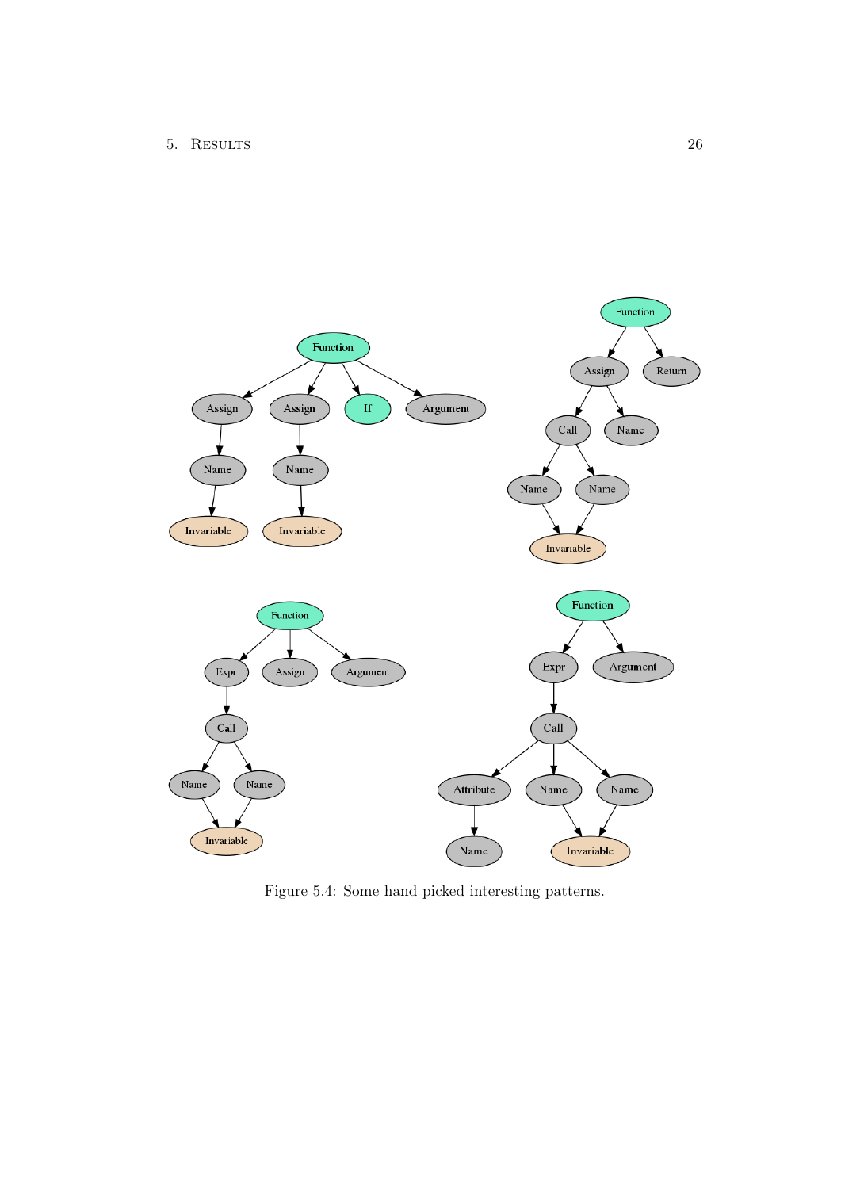Figure 5.4: Some hand picked interesting patterns.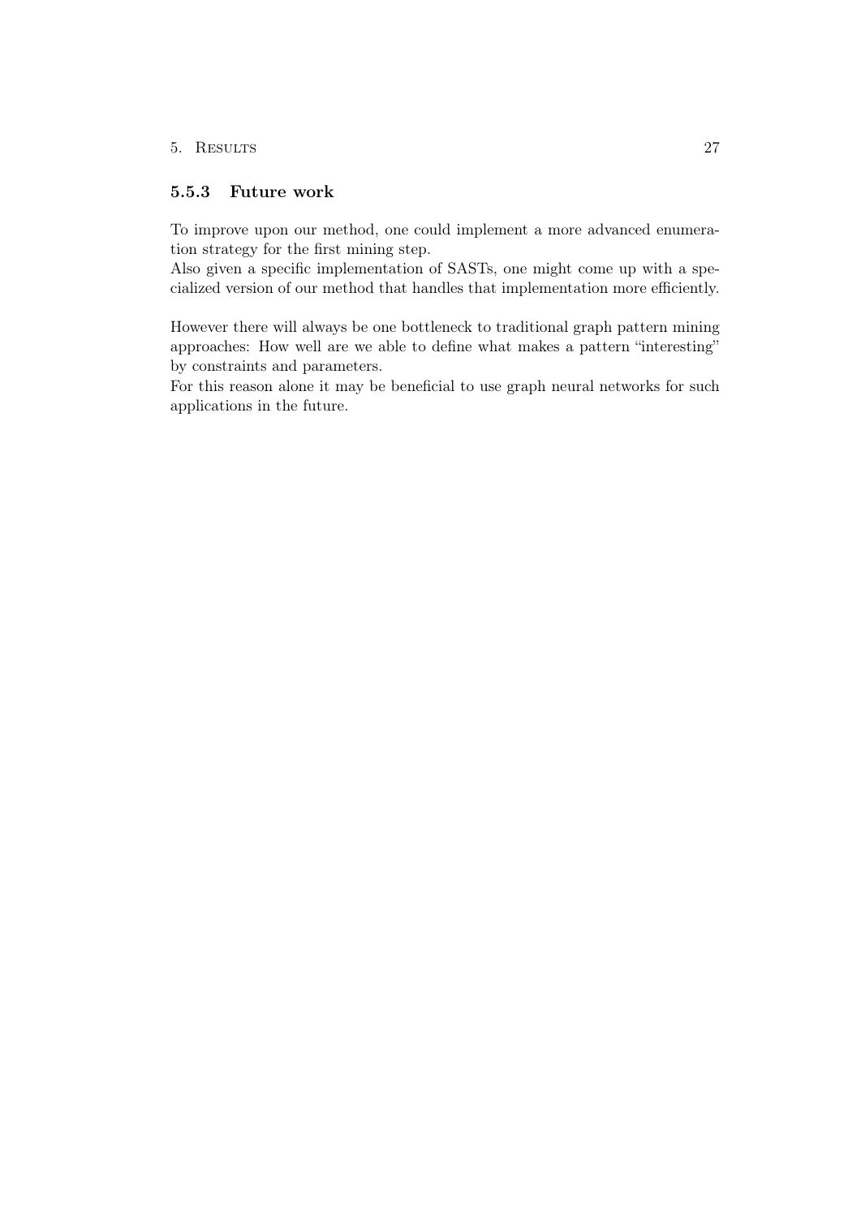### 5.5.3 Future work

To improve upon our method, one could implement a more advanced enumeration strategy for the first mining step.
Also given a specific implementation of SASTs, one might come up with a specialized version of our method that handles that implementation more efficiently.

However there will always be one bottleneck to traditional graph pattern mining approaches: How well are we able to define what makes a pattern "interesting" by constraints and parameters.
For this reason alone it may be beneficial to use graph neural networks for such applications in the future.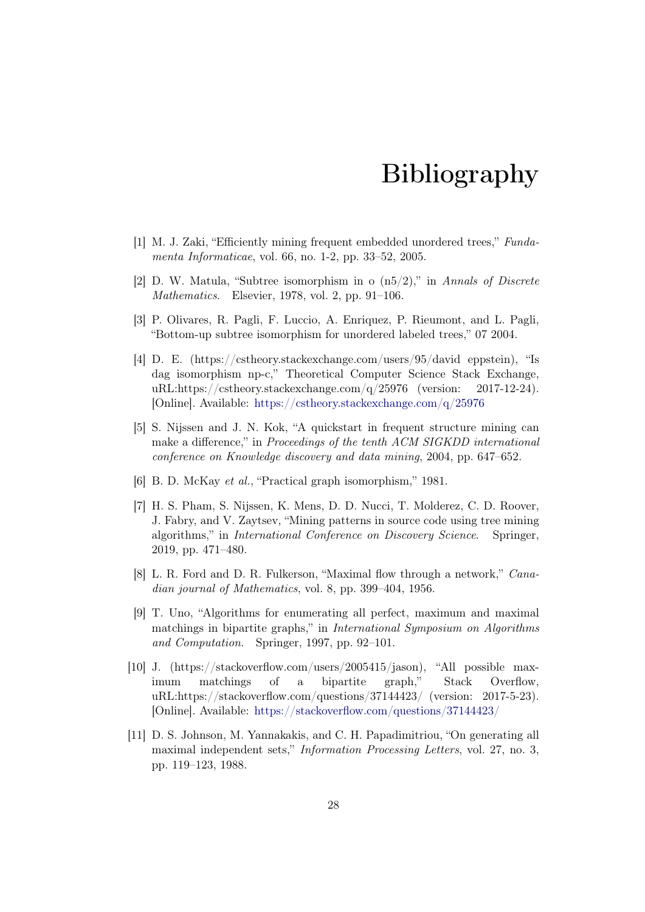# Bibliography

[1] M. J. Zaki, "Efficiently mining frequent embedded unordered trees," *Fundamenta Informaticae*, vol. 66, no. 1-2, pp. 33–52, 2005.

[2] D. W. Matula, "Subtree isomorphism in o (n5/2)," in *Annals of Discrete Mathematics*. Elsevier, 1978, vol. 2, pp. 91–106.

[3] P. Olivares, R. Pagli, F. Luccio, A. Enriquez, P. Rieumont, and L. Pagli, "Bottom-up subtree isomorphism for unordered labeled trees," 07 2004.

[4] D. E. (https://cstheory.stackexchange.com/users/95/david eppstein), "Is dag isomorphism np-c," Theoretical Computer Science Stack Exchange, uRL:https://cstheory.stackexchange.com/q/25976 (version: 2017-12-24). [Online]. Available: https://cstheory.stackexchange.com/q/25976

[5] S. Nijssen and J. N. Kok, "A quickstart in frequent structure mining can make a difference," in *Proceedings of the tenth ACM SIGKDD international conference on Knowledge discovery and data mining*, 2004, pp. 647–652.

[6] B. D. McKay *et al.*, "Practical graph isomorphism," 1981.

[7] H. S. Pham, S. Nijssen, K. Mens, D. D. Nucci, T. Molderez, C. D. Roover, J. Fabry, and V. Zaytsev, "Mining patterns in source code using tree mining algorithms," in *International Conference on Discovery Science*. Springer, 2019, pp. 471–480.

[8] L. R. Ford and D. R. Fulkerson, "Maximal flow through a network," *Canadian journal of Mathematics*, vol. 8, pp. 399–404, 1956.

[9] T. Uno, "Algorithms for enumerating all perfect, maximum and maximal matchings in bipartite graphs," in *International Symposium on Algorithms and Computation*. Springer, 1997, pp. 92–101.

[10] J. (https://stackoverflow.com/users/2005415/jason), "All possible maximum matchings of a bipartite graph," Stack Overflow, uRL:https://stackoverflow.com/questions/37144423/ (version: 2017-5-23). [Online]. Available: https://stackoverflow.com/questions/37144423/

[11] D. S. Johnson, M. Yannakakis, and C. H. Papadimitriou, "On generating all maximal independent sets," *Information Processing Letters*, vol. 27, no. 3, pp. 119–123, 1988.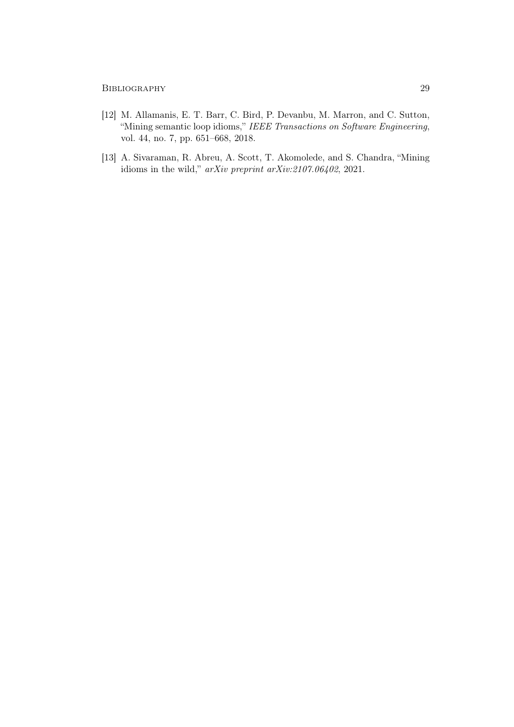[12] M. Allamanis, E. T. Barr, C. Bird, P. Devanbu, M. Marron, and C. Sutton, "Mining semantic loop idioms," *IEEE Transactions on Software Engineering*, vol. 44, no. 7, pp. 651–668, 2018.

[13] A. Sivaraman, R. Abreu, A. Scott, T. Akomolede, and S. Chandra, "Mining idioms in the wild," *arXiv preprint arXiv:2107.06402*, 2021.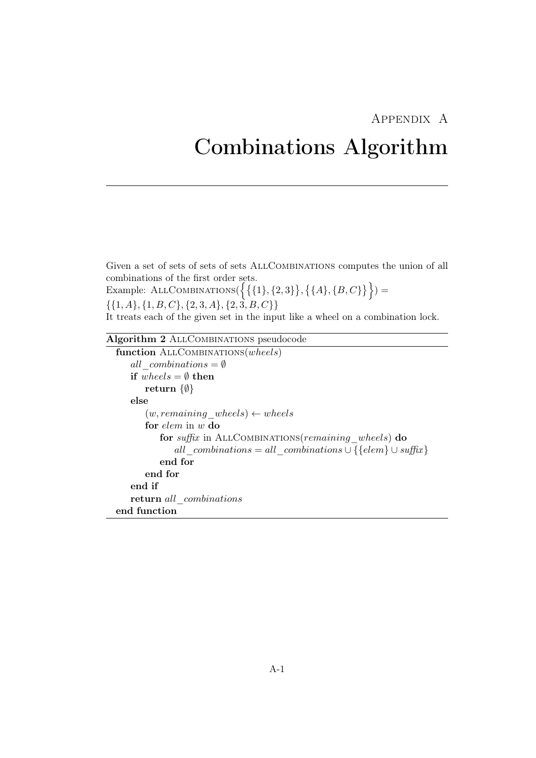# Appendix A

# Combinations Algorithm

Given a set of sets of sets of sets AllCombinations computes the union of all combinations of the first order sets.

Example: $\text{AllCombinations}(\Big\{\{\{1\},\{2,3\}\},\{\{A\},\{B,C\}\}\Big\}) = \{\{1,A\},\{1,B,C\},\{2,3,A\},\{2,3,B,C\}\}$

It treats each of the given set in the input like a wheel on a combination lock.

**Algorithm 2** AllCombinations pseudocode

```
function AllCombinations(wheels)
    all_combinations = ∅
    if wheels = ∅ then
        return {∅}
    else
        (w, remaining_wheels) ← wheels
        for elem in w do
            for suffix in AllCombinations(remaining_wheels) do
                all_combinations = all_combinations ∪ {{elem} ∪ suffix}
            end for
        end for
    end if
    return all_combinations
end function
```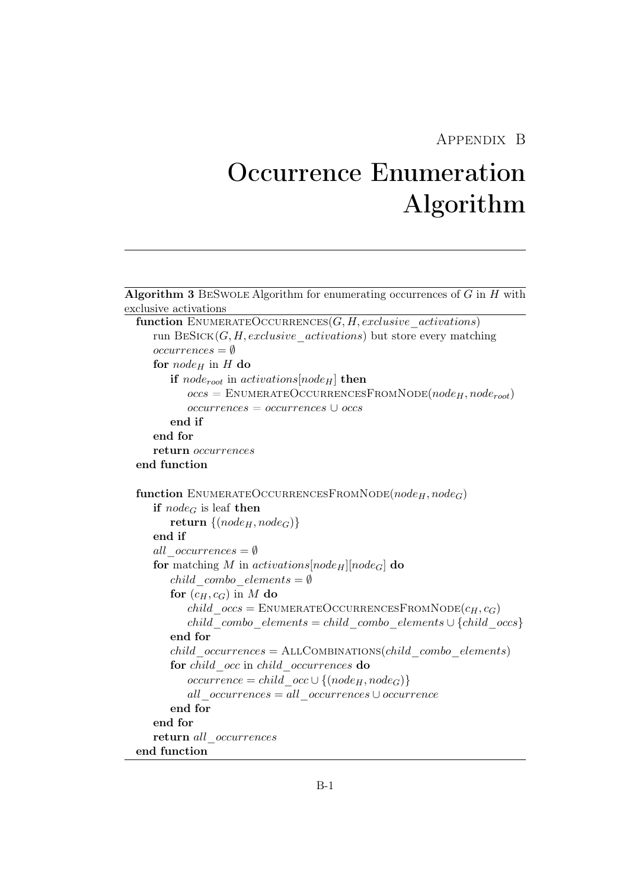# Appendix B

# Occurrence Enumeration Algorithm

**Algorithm 3** BeSwole Algorithm for enumerating occurrences of $G$ in $H$ with exclusive activations

```
function EnumerateOccurrences(G, H, exclusive_activations)
    run BeSick(G, H, exclusive_activations) but store every matching
    occurrences = ∅
    for node_H in H do
        if node_root in activations[node_H] then
            occs = EnumerateOccurrencesFromNode(node_H, node_root)
            occurrences = occurrences ∪ occs
        end if
    end for
    return occurrences
end function

function EnumerateOccurrencesFromNode(node_H, node_G)
    if node_G is leaf then
        return {(node_H, node_G)}
    end if
    all_occurrences = ∅
    for matching M in activations[node_H][node_G] do
        child_combo_elements = ∅
        for (c_H, c_G) in M do
            child_occs = EnumerateOccurrencesFromNode(c_H, c_G)
            child_combo_elements = child_combo_elements ∪ {child_occs}
        end for
        child_occurrences = AllCombinations(child_combo_elements)
        for child_occ in child_occurrences do
            occurrence = child_occ ∪ {(node_H, node_G)}
            all_occurrences = all_occurrences ∪ occurrence
        end for
    end for
    return all_occurrences
end function
```